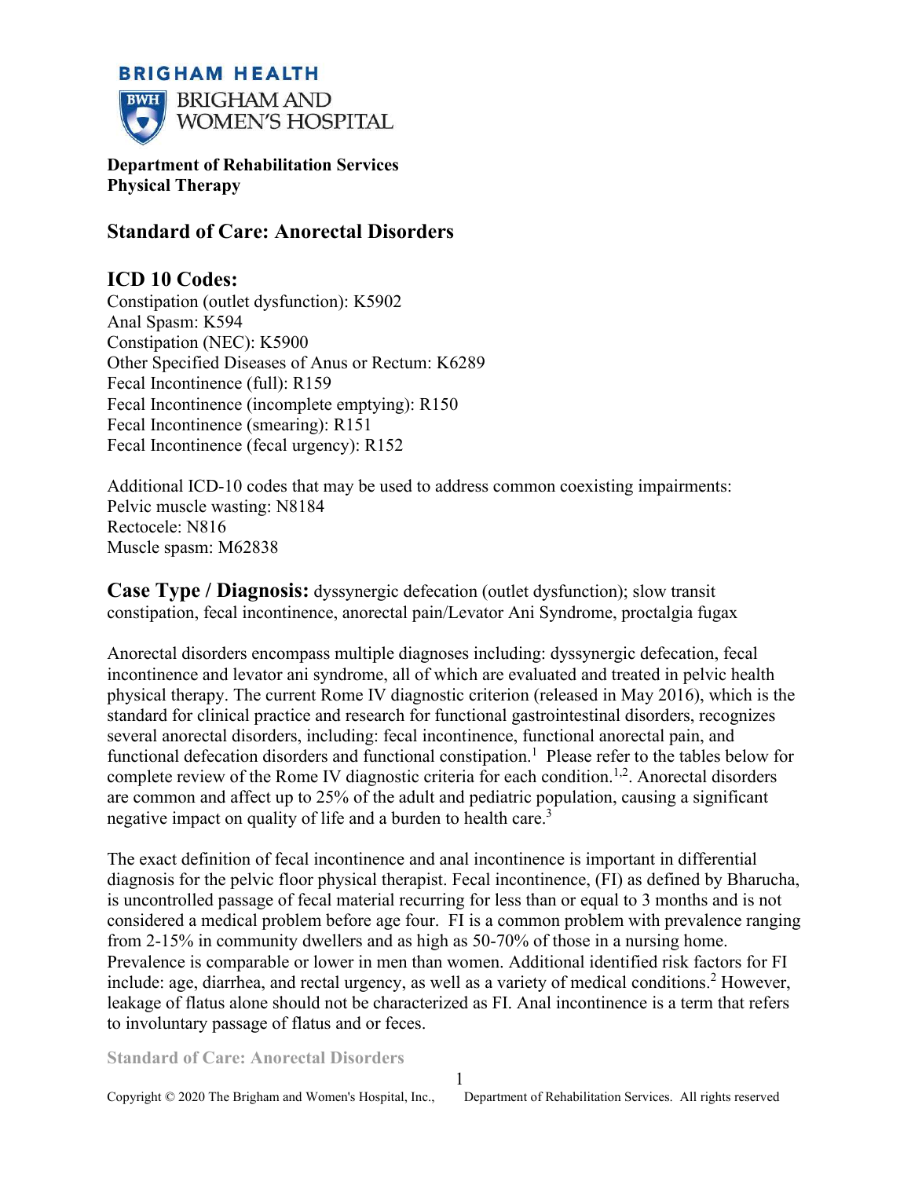**BRIGHAM HEALTH**

BRIGHAM AND WOMEN'S HOSPITAL

**Department of Rehabilitation Services**
**Physical Therapy**

## Standard of Care: Anorectal Disorders

## ICD 10 Codes:

Constipation (outlet dysfunction): K5902
Anal Spasm: K594
Constipation (NEC): K5900
Other Specified Diseases of Anus or Rectum: K6289
Fecal Incontinence (full): R159
Fecal Incontinence (incomplete emptying): R150
Fecal Incontinence (smearing): R151
Fecal Incontinence (fecal urgency): R152

Additional ICD-10 codes that may be used to address common coexisting impairments:
Pelvic muscle wasting: N8184
Rectocele: N816
Muscle spasm: M62838

**Case Type / Diagnosis:** dyssynergic defecation (outlet dysfunction); slow transit constipation, fecal incontinence, anorectal pain/Levator Ani Syndrome, proctalgia fugax

Anorectal disorders encompass multiple diagnoses including: dyssynergic defecation, fecal incontinence and levator ani syndrome, all of which are evaluated and treated in pelvic health physical therapy. The current Rome IV diagnostic criterion (released in May 2016), which is the standard for clinical practice and research for functional gastrointestinal disorders, recognizes several anorectal disorders, including: fecal incontinence, functional anorectal pain, and functional defecation disorders and functional constipation.[1] Please refer to the tables below for complete review of the Rome IV diagnostic criteria for each condition.[1,2]. Anorectal disorders are common and affect up to 25% of the adult and pediatric population, causing a significant negative impact on quality of life and a burden to health care.[3]

The exact definition of fecal incontinence and anal incontinence is important in differential diagnosis for the pelvic floor physical therapist. Fecal incontinence, (FI) as defined by Bharucha, is uncontrolled passage of fecal material recurring for less than or equal to 3 months and is not considered a medical problem before age four. FI is a common problem with prevalence ranging from 2-15% in community dwellers and as high as 50-70% of those in a nursing home. Prevalence is comparable or lower in men than women. Additional identified risk factors for FI include: age, diarrhea, and rectal urgency, as well as a variety of medical conditions.[2] However, leakage of flatus alone should not be characterized as FI. Anal incontinence is a term that refers to involuntary passage of flatus and or feces.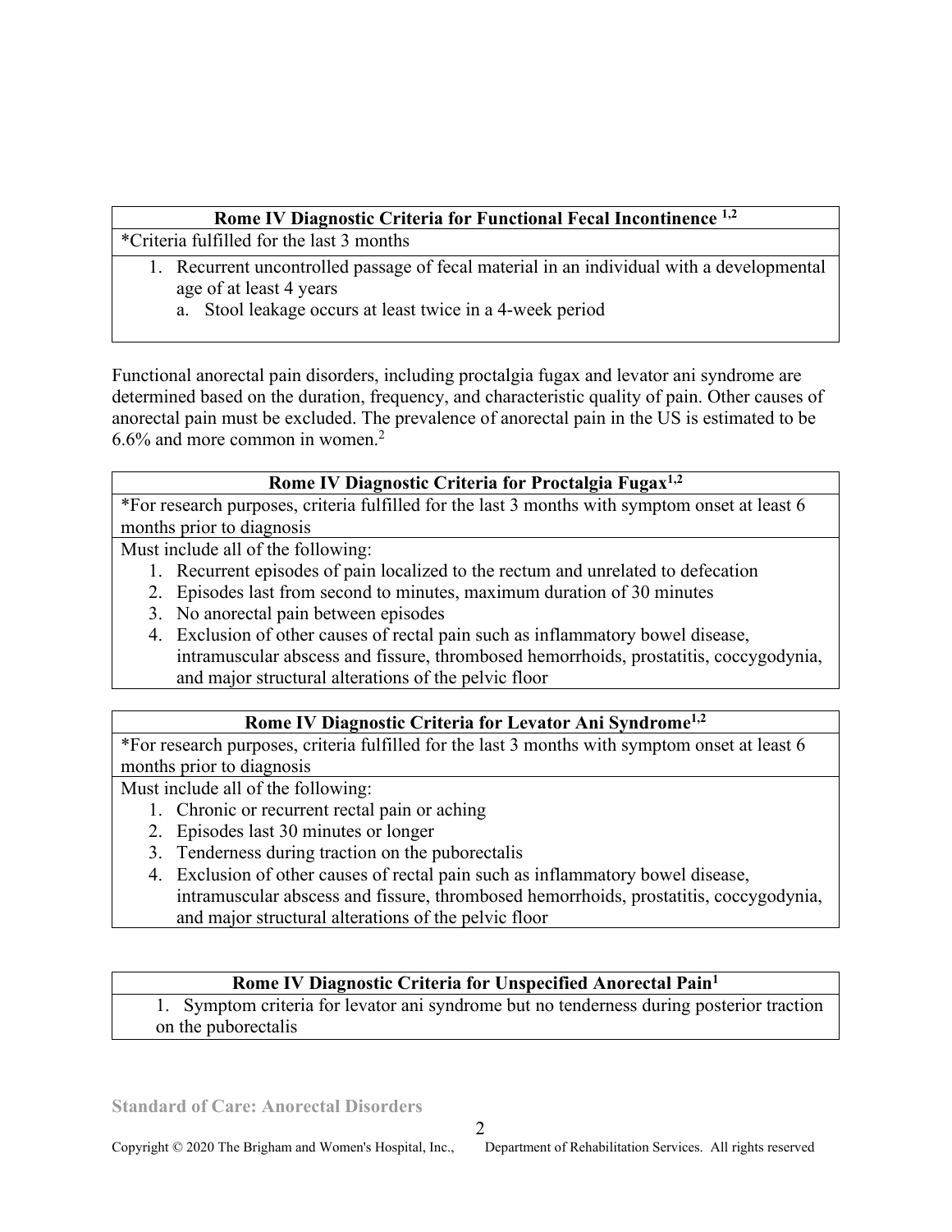| Rome IV Diagnostic Criteria for Functional Fecal Incontinence [1,2] |
|---|
| *Criteria fulfilled for the last 3 months |
| 1. Recurrent uncontrolled passage of fecal material in an individual with a developmental age of at least 4 years<br>a. Stool leakage occurs at least twice in a 4-week period |

Functional anorectal pain disorders, including proctalgia fugax and levator ani syndrome are determined based on the duration, frequency, and characteristic quality of pain. Other causes of anorectal pain must be excluded. The prevalence of anorectal pain in the US is estimated to be 6.6% and more common in women.[2]

| Rome IV Diagnostic Criteria for Proctalgia Fugax[1,2] |
|---|
| *For research purposes, criteria fulfilled for the last 3 months with symptom onset at least 6 months prior to diagnosis |
| Must include all of the following:<br>1. Recurrent episodes of pain localized to the rectum and unrelated to defecation<br>2. Episodes last from second to minutes, maximum duration of 30 minutes<br>3. No anorectal pain between episodes<br>4. Exclusion of other causes of rectal pain such as inflammatory bowel disease, intramuscular abscess and fissure, thrombosed hemorrhoids, prostatitis, coccygodynia, and major structural alterations of the pelvic floor |

| Rome IV Diagnostic Criteria for Levator Ani Syndrome[1,2] |
|---|
| *For research purposes, criteria fulfilled for the last 3 months with symptom onset at least 6 months prior to diagnosis |
| Must include all of the following:<br>1. Chronic or recurrent rectal pain or aching<br>2. Episodes last 30 minutes or longer<br>3. Tenderness during traction on the puborectalis<br>4. Exclusion of other causes of rectal pain such as inflammatory bowel disease, intramuscular abscess and fissure, thrombosed hemorrhoids, prostatitis, coccygodynia, and major structural alterations of the pelvic floor |

| Rome IV Diagnostic Criteria for Unspecified Anorectal Pain[1] |
|---|
| 1. Symptom criteria for levator ani syndrome but no tenderness during posterior traction on the puborectalis |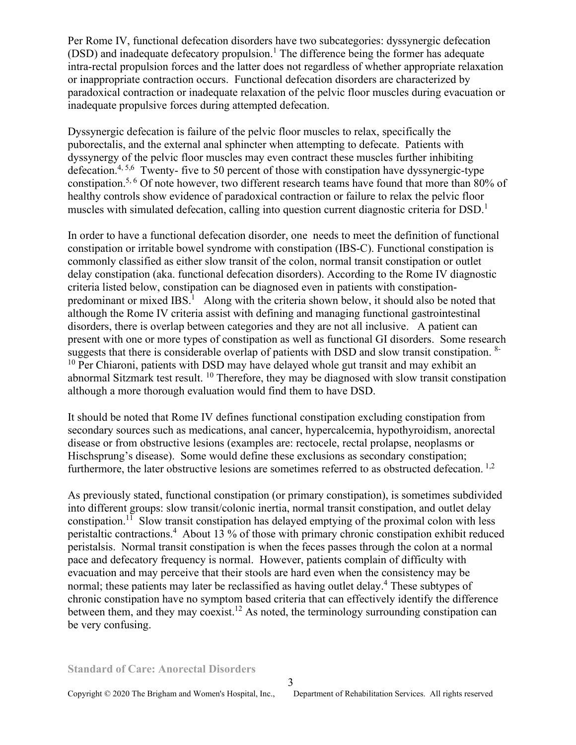Per Rome IV, functional defecation disorders have two subcategories: dyssynergic defecation (DSD) and inadequate defecatory propulsion.[1] The difference being the former has adequate intra-rectal propulsion forces and the latter does not regardless of whether appropriate relaxation or inappropriate contraction occurs. Functional defecation disorders are characterized by paradoxical contraction or inadequate relaxation of the pelvic floor muscles during evacuation or inadequate propulsive forces during attempted defecation.

Dyssynergic defecation is failure of the pelvic floor muscles to relax, specifically the puborectalis, and the external anal sphincter when attempting to defecate. Patients with dyssynergy of the pelvic floor muscles may even contract these muscles further inhibiting defecation.[4, 5,6] Twenty- five to 50 percent of those with constipation have dyssynergic-type constipation.[5, 6] Of note however, two different research teams have found that more than 80% of healthy controls show evidence of paradoxical contraction or failure to relax the pelvic floor muscles with simulated defecation, calling into question current diagnostic criteria for DSD.[1]

In order to have a functional defecation disorder, one needs to meet the definition of functional constipation or irritable bowel syndrome with constipation (IBS-C). Functional constipation is commonly classified as either slow transit of the colon, normal transit constipation or outlet delay constipation (aka. functional defecation disorders). According to the Rome IV diagnostic criteria listed below, constipation can be diagnosed even in patients with constipation-predominant or mixed IBS.[1] Along with the criteria shown below, it should also be noted that although the Rome IV criteria assist with defining and managing functional gastrointestinal disorders, there is overlap between categories and they are not all inclusive. A patient can present with one or more types of constipation as well as functional GI disorders. Some research suggests that there is considerable overlap of patients with DSD and slow transit constipation.[8-10] Per Chiaroni, patients with DSD may have delayed whole gut transit and may exhibit an abnormal Sitzmark test result.[10] Therefore, they may be diagnosed with slow transit constipation although a more thorough evaluation would find them to have DSD.

It should be noted that Rome IV defines functional constipation excluding constipation from secondary sources such as medications, anal cancer, hypercalcemia, hypothyroidism, anorectal disease or from obstructive lesions (examples are: rectocele, rectal prolapse, neoplasms or Hischsprung's disease). Some would define these exclusions as secondary constipation; furthermore, the later obstructive lesions are sometimes referred to as obstructed defecation.[1,2]

As previously stated, functional constipation (or primary constipation), is sometimes subdivided into different groups: slow transit/colonic inertia, normal transit constipation, and outlet delay constipation.[11] Slow transit constipation has delayed emptying of the proximal colon with less peristaltic contractions.[4] About 13 % of those with primary chronic constipation exhibit reduced peristalsis. Normal transit constipation is when the feces passes through the colon at a normal pace and defecatory frequency is normal. However, patients complain of difficulty with evacuation and may perceive that their stools are hard even when the consistency may be normal; these patients may later be reclassified as having outlet delay.[4] These subtypes of chronic constipation have no symptom based criteria that can effectively identify the difference between them, and they may coexist.[12] As noted, the terminology surrounding constipation can be very confusing.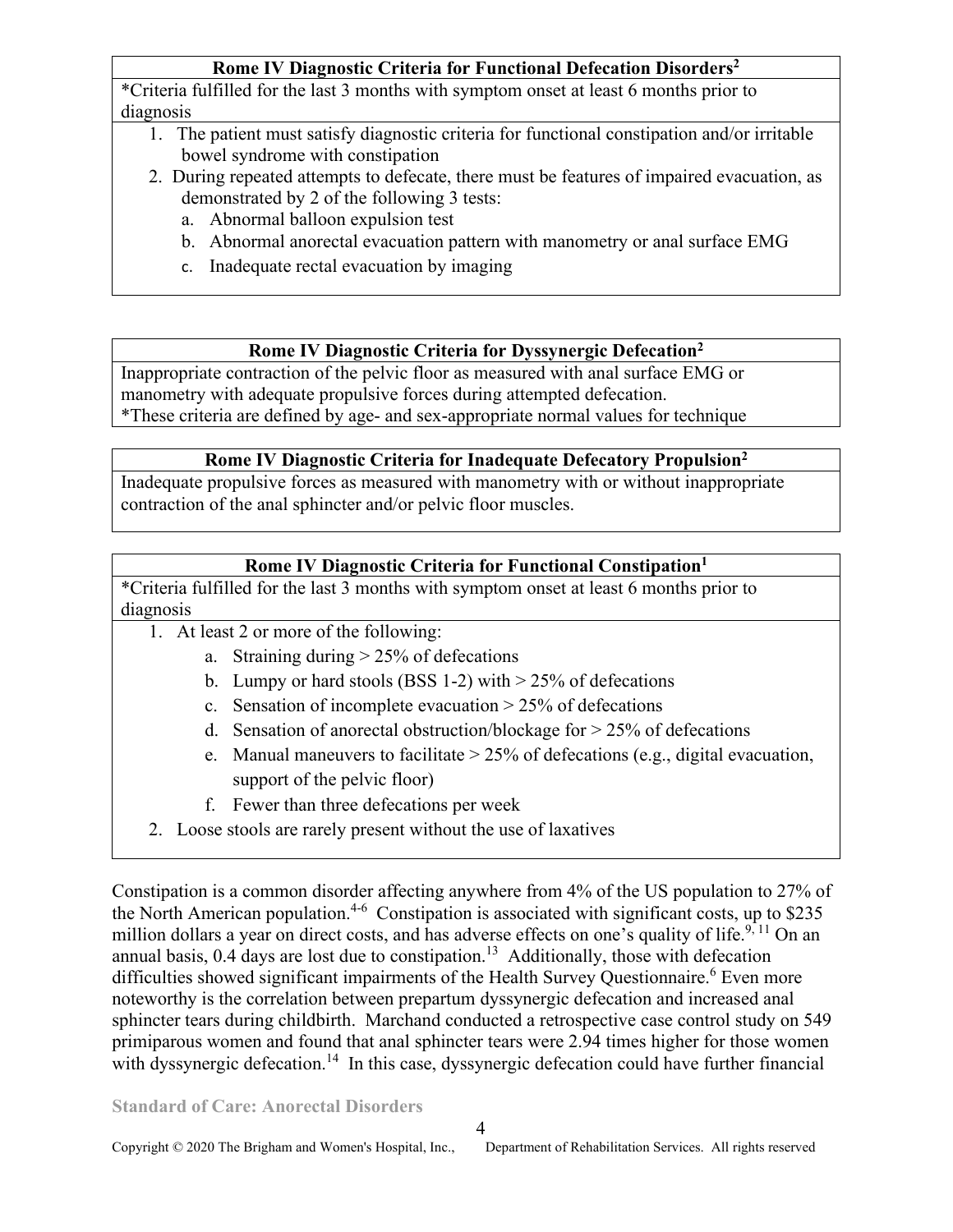**Rome IV Diagnostic Criteria for Functional Defecation Disorders[2]**

*Criteria fulfilled for the last 3 months with symptom onset at least 6 months prior to diagnosis

1. The patient must satisfy diagnostic criteria for functional constipation and/or irritable bowel syndrome with constipation
2. During repeated attempts to defecate, there must be features of impaired evacuation, as demonstrated by 2 of the following 3 tests:
   a. Abnormal balloon expulsion test
   b. Abnormal anorectal evacuation pattern with manometry or anal surface EMG
   c. Inadequate rectal evacuation by imaging

**Rome IV Diagnostic Criteria for Dyssynergic Defecation[2]**

Inappropriate contraction of the pelvic floor as measured with anal surface EMG or manometry with adequate propulsive forces during attempted defecation.
*These criteria are defined by age- and sex-appropriate normal values for technique

**Rome IV Diagnostic Criteria for Inadequate Defecatory Propulsion[2]**

Inadequate propulsive forces as measured with manometry with or without inappropriate contraction of the anal sphincter and/or pelvic floor muscles.

**Rome IV Diagnostic Criteria for Functional Constipation[1]**

*Criteria fulfilled for the last 3 months with symptom onset at least 6 months prior to diagnosis

1. At least 2 or more of the following:
   a. Straining during > 25% of defecations
   b. Lumpy or hard stools (BSS 1-2) with > 25% of defecations
   c. Sensation of incomplete evacuation > 25% of defecations
   d. Sensation of anorectal obstruction/blockage for > 25% of defecations
   e. Manual maneuvers to facilitate > 25% of defecations (e.g., digital evacuation, support of the pelvic floor)
   f. Fewer than three defecations per week
2. Loose stools are rarely present without the use of laxatives

Constipation is a common disorder affecting anywhere from 4% of the US population to 27% of the North American population.[4-6] Constipation is associated with significant costs, up to $235 million dollars a year on direct costs, and has adverse effects on one's quality of life.[9, 11] On an annual basis, 0.4 days are lost due to constipation.[13] Additionally, those with defecation difficulties showed significant impairments of the Health Survey Questionnaire.[6] Even more noteworthy is the correlation between prepartum dyssynergic defecation and increased anal sphincter tears during childbirth. Marchand conducted a retrospective case control study on 549 primiparous women and found that anal sphincter tears were 2.94 times higher for those women with dyssynergic defecation.[14] In this case, dyssynergic defecation could have further financial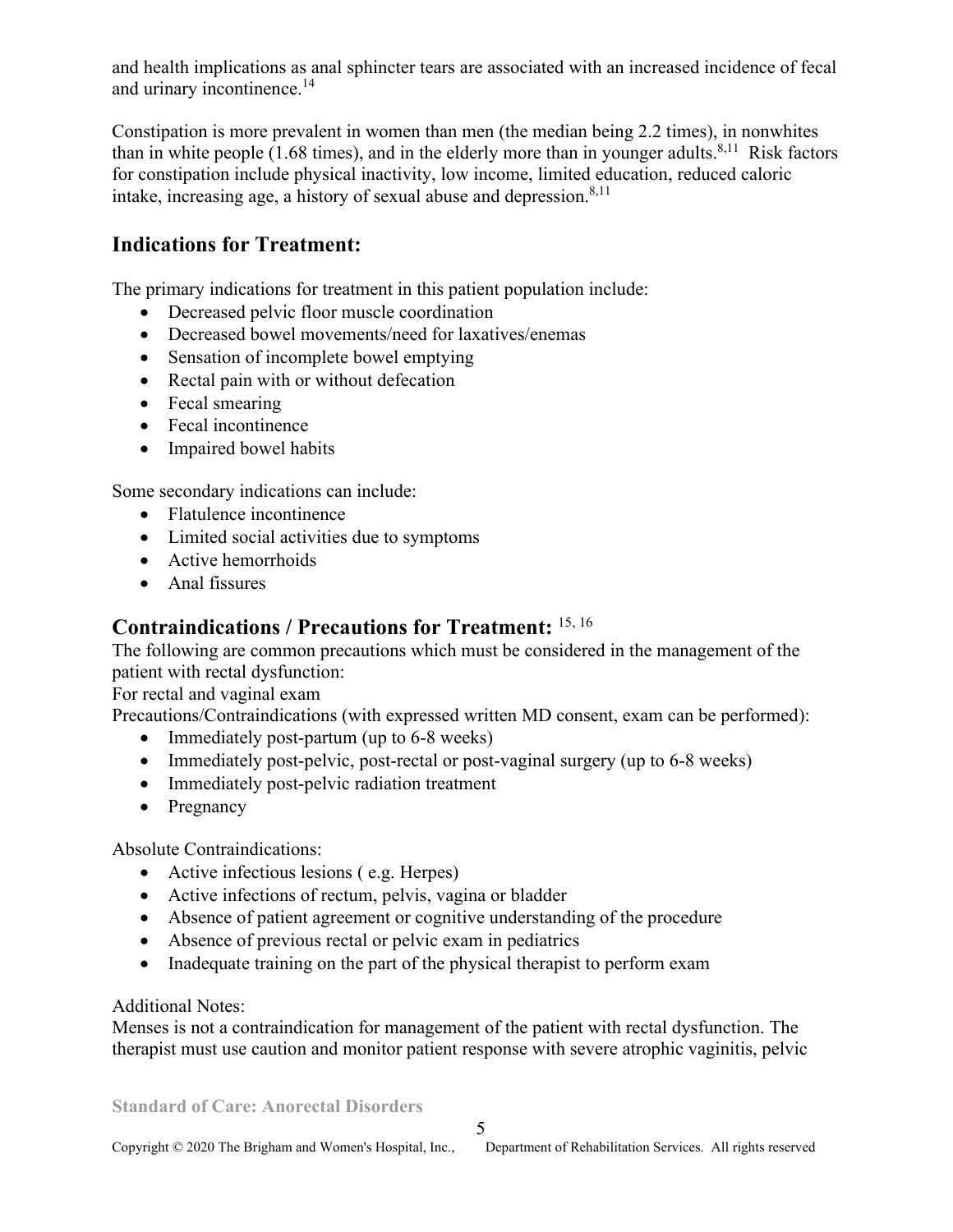and health implications as anal sphincter tears are associated with an increased incidence of fecal and urinary incontinence.[14]

Constipation is more prevalent in women than men (the median being 2.2 times), in nonwhites than in white people (1.68 times), and in the elderly more than in younger adults.[8,11] Risk factors for constipation include physical inactivity, low income, limited education, reduced caloric intake, increasing age, a history of sexual abuse and depression.[8,11]

## Indications for Treatment:

The primary indications for treatment in this patient population include:

- Decreased pelvic floor muscle coordination
- Decreased bowel movements/need for laxatives/enemas
- Sensation of incomplete bowel emptying
- Rectal pain with or without defecation
- Fecal smearing
- Fecal incontinence
- Impaired bowel habits

Some secondary indications can include:

- Flatulence incontinence
- Limited social activities due to symptoms
- Active hemorrhoids
- Anal fissures

## Contraindications / Precautions for Treatment: [15, 16]

The following are common precautions which must be considered in the management of the patient with rectal dysfunction:

For rectal and vaginal exam

Precautions/Contraindications (with expressed written MD consent, exam can be performed):

- Immediately post-partum (up to 6-8 weeks)
- Immediately post-pelvic, post-rectal or post-vaginal surgery (up to 6-8 weeks)
- Immediately post-pelvic radiation treatment
- Pregnancy

Absolute Contraindications:

- Active infectious lesions ( e.g. Herpes)
- Active infections of rectum, pelvis, vagina or bladder
- Absence of patient agreement or cognitive understanding of the procedure
- Absence of previous rectal or pelvic exam in pediatrics
- Inadequate training on the part of the physical therapist to perform exam

Additional Notes:

Menses is not a contraindication for management of the patient with rectal dysfunction. The therapist must use caution and monitor patient response with severe atrophic vaginitis, pelvic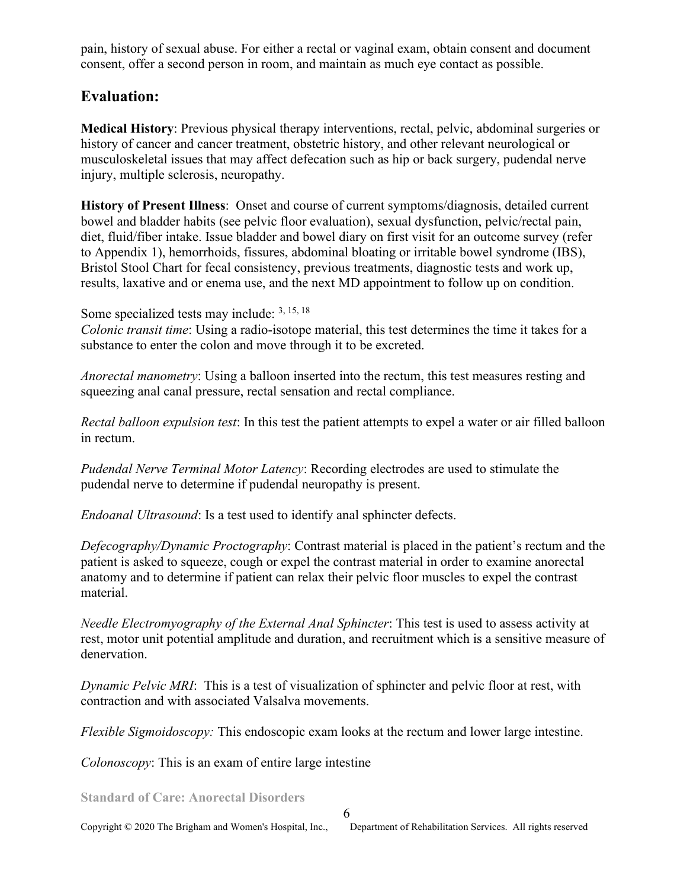pain, history of sexual abuse. For either a rectal or vaginal exam, obtain consent and document consent, offer a second person in room, and maintain as much eye contact as possible.

## Evaluation:

**Medical History**: Previous physical therapy interventions, rectal, pelvic, abdominal surgeries or history of cancer and cancer treatment, obstetric history, and other relevant neurological or musculoskeletal issues that may affect defecation such as hip or back surgery, pudendal nerve injury, multiple sclerosis, neuropathy.

**History of Present Illness**: Onset and course of current symptoms/diagnosis, detailed current bowel and bladder habits (see pelvic floor evaluation), sexual dysfunction, pelvic/rectal pain, diet, fluid/fiber intake. Issue bladder and bowel diary on first visit for an outcome survey (refer to Appendix 1), hemorrhoids, fissures, abdominal bloating or irritable bowel syndrome (IBS), Bristol Stool Chart for fecal consistency, previous treatments, diagnostic tests and work up, results, laxative and or enema use, and the next MD appointment to follow up on condition.

Some specialized tests may include: [3, 15, 18]

*Colonic transit time*: Using a radio-isotope material, this test determines the time it takes for a substance to enter the colon and move through it to be excreted.

*Anorectal manometry*: Using a balloon inserted into the rectum, this test measures resting and squeezing anal canal pressure, rectal sensation and rectal compliance.

*Rectal balloon expulsion test*: In this test the patient attempts to expel a water or air filled balloon in rectum.

*Pudendal Nerve Terminal Motor Latency*: Recording electrodes are used to stimulate the pudendal nerve to determine if pudendal neuropathy is present.

*Endoanal Ultrasound*: Is a test used to identify anal sphincter defects.

*Defecography/Dynamic Proctography*: Contrast material is placed in the patient's rectum and the patient is asked to squeeze, cough or expel the contrast material in order to examine anorectal anatomy and to determine if patient can relax their pelvic floor muscles to expel the contrast material.

*Needle Electromyography of the External Anal Sphincter*: This test is used to assess activity at rest, motor unit potential amplitude and duration, and recruitment which is a sensitive measure of denervation.

*Dynamic Pelvic MRI*: This is a test of visualization of sphincter and pelvic floor at rest, with contraction and with associated Valsalva movements.

*Flexible Sigmoidoscopy:* This endoscopic exam looks at the rectum and lower large intestine.

*Colonoscopy*: This is an exam of entire large intestine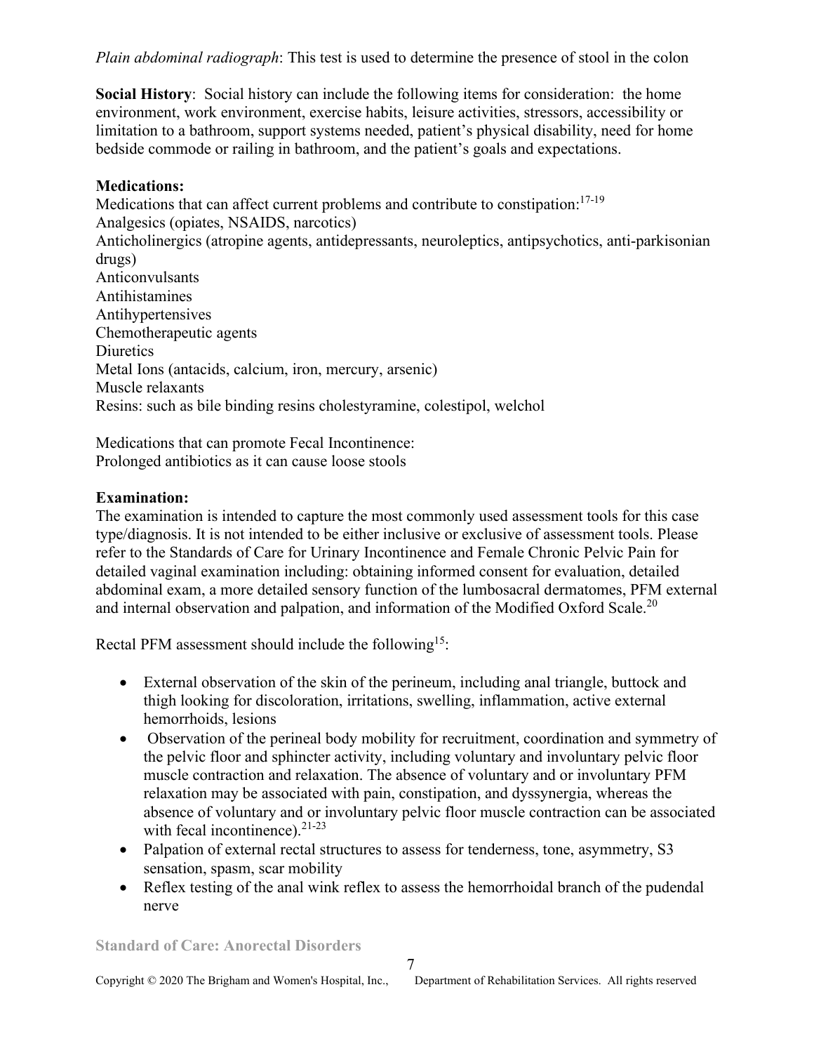*Plain abdominal radiograph*: This test is used to determine the presence of stool in the colon

**Social History**: Social history can include the following items for consideration: the home environment, work environment, exercise habits, leisure activities, stressors, accessibility or limitation to a bathroom, support systems needed, patient's physical disability, need for home bedside commode or railing in bathroom, and the patient's goals and expectations.

**Medications:**

Medications that can affect current problems and contribute to constipation:[17-19]
Analgesics (opiates, NSAIDS, narcotics)
Anticholinergics (atropine agents, antidepressants, neuroleptics, antipsychotics, anti-parkisonian drugs)
Anticonvulsants
Antihistamines
Antihypertensives
Chemotherapeutic agents
Diuretics
Metal Ions (antacids, calcium, iron, mercury, arsenic)
Muscle relaxants
Resins: such as bile binding resins cholestyramine, colestipol, welchol

Medications that can promote Fecal Incontinence:
Prolonged antibiotics as it can cause loose stools

**Examination:**

The examination is intended to capture the most commonly used assessment tools for this case type/diagnosis. It is not intended to be either inclusive or exclusive of assessment tools. Please refer to the Standards of Care for Urinary Incontinence and Female Chronic Pelvic Pain for detailed vaginal examination including: obtaining informed consent for evaluation, detailed abdominal exam, a more detailed sensory function of the lumbosacral dermatomes, PFM external and internal observation and palpation, and information of the Modified Oxford Scale.[20]

Rectal PFM assessment should include the following[15]:

- External observation of the skin of the perineum, including anal triangle, buttock and thigh looking for discoloration, irritations, swelling, inflammation, active external hemorrhoids, lesions
- Observation of the perineal body mobility for recruitment, coordination and symmetry of the pelvic floor and sphincter activity, including voluntary and involuntary pelvic floor muscle contraction and relaxation. The absence of voluntary and or involuntary PFM relaxation may be associated with pain, constipation, and dyssynergia, whereas the absence of voluntary and or involuntary pelvic floor muscle contraction can be associated with fecal incontinence).[21-23]
- Palpation of external rectal structures to assess for tenderness, tone, asymmetry, S3 sensation, spasm, scar mobility
- Reflex testing of the anal wink reflex to assess the hemorrhoidal branch of the pudendal nerve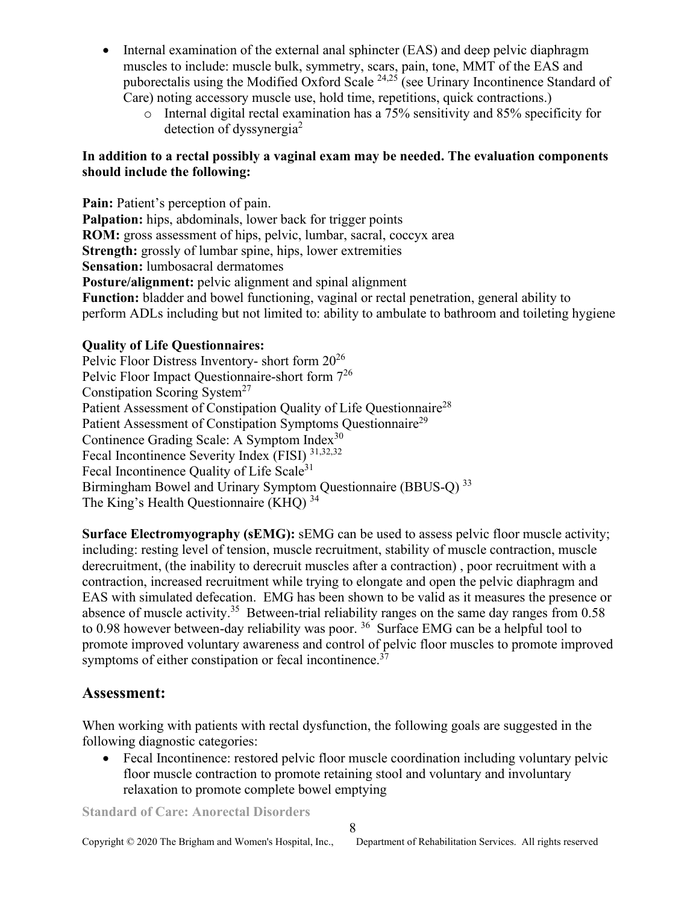- Internal examination of the external anal sphincter (EAS) and deep pelvic diaphragm muscles to include: muscle bulk, symmetry, scars, pain, tone, MMT of the EAS and puborectalis using the Modified Oxford Scale [24,25] (see Urinary Incontinence Standard of Care) noting accessory muscle use, hold time, repetitions, quick contractions.)
  - Internal digital rectal examination has a 75% sensitivity and 85% specificity for detection of dyssynergia[2]

**In addition to a rectal possibly a vaginal exam may be needed. The evaluation components should include the following:**

**Pain:** Patient's perception of pain.
**Palpation:** hips, abdominals, lower back for trigger points
**ROM:** gross assessment of hips, pelvic, lumbar, sacral, coccyx area
**Strength:** grossly of lumbar spine, hips, lower extremities
**Sensation:** lumbosacral dermatomes
**Posture/alignment:** pelvic alignment and spinal alignment
**Function:** bladder and bowel functioning, vaginal or rectal penetration, general ability to perform ADLs including but not limited to: ability to ambulate to bathroom and toileting hygiene

**Quality of Life Questionnaires:**
Pelvic Floor Distress Inventory- short form 20[26]
Pelvic Floor Impact Questionnaire-short form 7[26]
Constipation Scoring System[27]
Patient Assessment of Constipation Quality of Life Questionnaire[28]
Patient Assessment of Constipation Symptoms Questionnaire[29]
Continence Grading Scale: A Symptom Index[30]
Fecal Incontinence Severity Index (FISI) [31,32,32]
Fecal Incontinence Quality of Life Scale[31]
Birmingham Bowel and Urinary Symptom Questionnaire (BBUS-Q) [33]
The King's Health Questionnaire (KHQ) [34]

**Surface Electromyography (sEMG):** sEMG can be used to assess pelvic floor muscle activity; including: resting level of tension, muscle recruitment, stability of muscle contraction, muscle derecruitment, (the inability to derecruit muscles after a contraction) , poor recruitment with a contraction, increased recruitment while trying to elongate and open the pelvic diaphragm and EAS with simulated defecation. EMG has been shown to be valid as it measures the presence or absence of muscle activity.[35] Between-trial reliability ranges on the same day ranges from 0.58 to 0.98 however between-day reliability was poor. [36] Surface EMG can be a helpful tool to promote improved voluntary awareness and control of pelvic floor muscles to promote improved symptoms of either constipation or fecal incontinence.[37]

## Assessment:

When working with patients with rectal dysfunction, the following goals are suggested in the following diagnostic categories:

- Fecal Incontinence: restored pelvic floor muscle coordination including voluntary pelvic floor muscle contraction to promote retaining stool and voluntary and involuntary relaxation to promote complete bowel emptying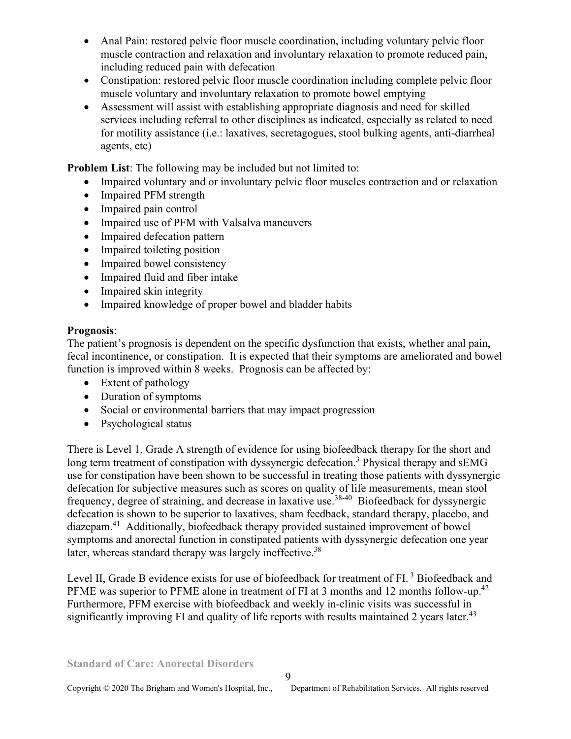- Anal Pain: restored pelvic floor muscle coordination, including voluntary pelvic floor muscle contraction and relaxation and involuntary relaxation to promote reduced pain, including reduced pain with defecation
- Constipation: restored pelvic floor muscle coordination including complete pelvic floor muscle voluntary and involuntary relaxation to promote bowel emptying
- Assessment will assist with establishing appropriate diagnosis and need for skilled services including referral to other disciplines as indicated, especially as related to need for motility assistance (i.e.: laxatives, secretagogues, stool bulking agents, anti-diarrheal agents, etc)

**Problem List**: The following may be included but not limited to:

- Impaired voluntary and or involuntary pelvic floor muscles contraction and or relaxation
- Impaired PFM strength
- Impaired pain control
- Impaired use of PFM with Valsalva maneuvers
- Impaired defecation pattern
- Impaired toileting position
- Impaired bowel consistency
- Impaired fluid and fiber intake
- Impaired skin integrity
- Impaired knowledge of proper bowel and bladder habits

**Prognosis**:

The patient's prognosis is dependent on the specific dysfunction that exists, whether anal pain, fecal incontinence, or constipation. It is expected that their symptoms are ameliorated and bowel function is improved within 8 weeks. Prognosis can be affected by:

- Extent of pathology
- Duration of symptoms
- Social or environmental barriers that may impact progression
- Psychological status

There is Level 1, Grade A strength of evidence for using biofeedback therapy for the short and long term treatment of constipation with dyssynergic defecation.[3] Physical therapy and sEMG use for constipation have been shown to be successful in treating those patients with dyssynergic defecation for subjective measures such as scores on quality of life measurements, mean stool frequency, degree of straining, and decrease in laxative use.[38-40] Biofeedback for dyssynergic defecation is shown to be superior to laxatives, sham feedback, standard therapy, placebo, and diazepam.[41] Additionally, biofeedback therapy provided sustained improvement of bowel symptoms and anorectal function in constipated patients with dyssynergic defecation one year later, whereas standard therapy was largely ineffective.[38]

Level II, Grade B evidence exists for use of biofeedback for treatment of FI.[3] Biofeedback and PFME was superior to PFME alone in treatment of FI at 3 months and 12 months follow-up.[42] Furthermore, PFM exercise with biofeedback and weekly in-clinic visits was successful in significantly improving FI and quality of life reports with results maintained 2 years later.[43]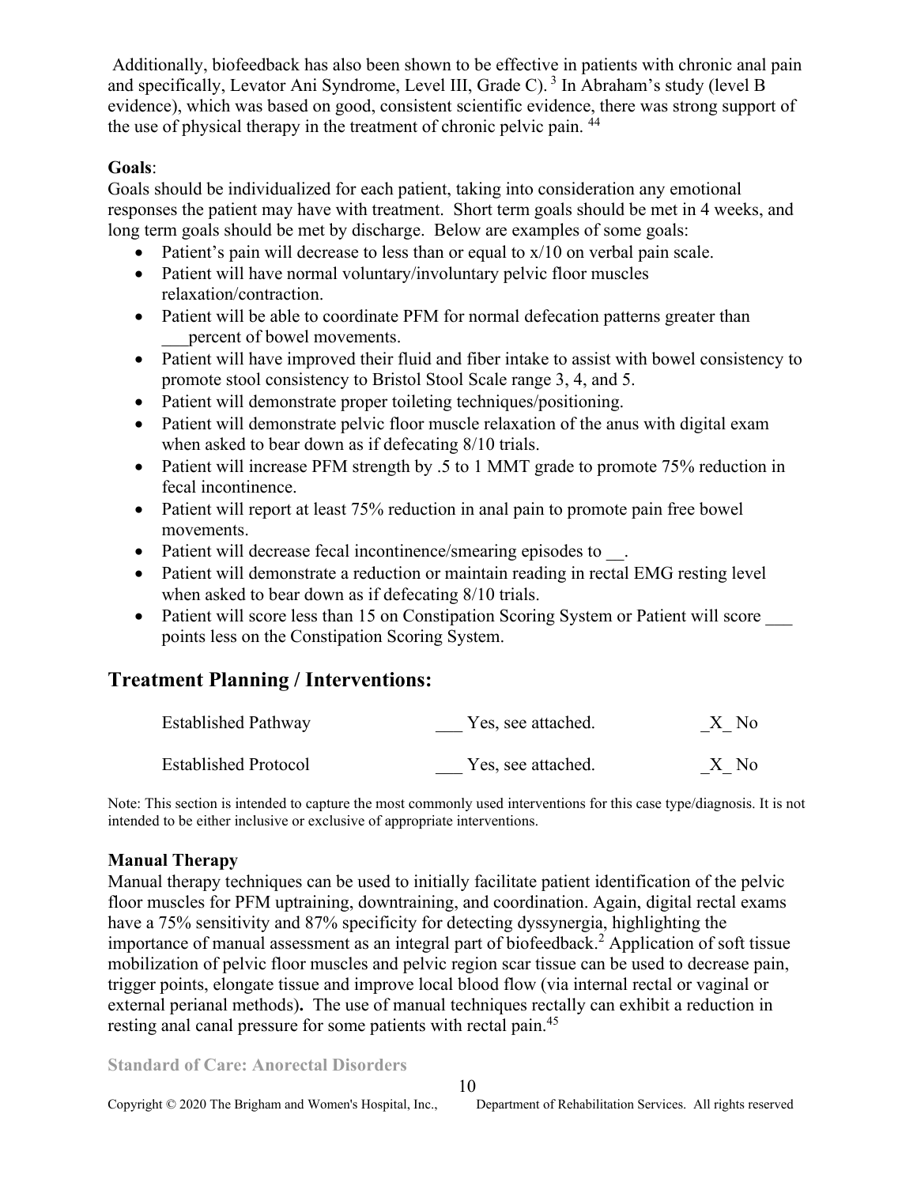Additionally, biofeedback has also been shown to be effective in patients with chronic anal pain and specifically, Levator Ani Syndrome, Level III, Grade C).[3] In Abraham's study (level B evidence), which was based on good, consistent scientific evidence, there was strong support of the use of physical therapy in the treatment of chronic pelvic pain.[44]

**Goals**:

Goals should be individualized for each patient, taking into consideration any emotional responses the patient may have with treatment. Short term goals should be met in 4 weeks, and long term goals should be met by discharge. Below are examples of some goals:

- Patient's pain will decrease to less than or equal to x/10 on verbal pain scale.
- Patient will have normal voluntary/involuntary pelvic floor muscles relaxation/contraction.
- Patient will be able to coordinate PFM for normal defecation patterns greater than ___percent of bowel movements.
- Patient will have improved their fluid and fiber intake to assist with bowel consistency to promote stool consistency to Bristol Stool Scale range 3, 4, and 5.
- Patient will demonstrate proper toileting techniques/positioning.
- Patient will demonstrate pelvic floor muscle relaxation of the anus with digital exam when asked to bear down as if defecating 8/10 trials.
- Patient will increase PFM strength by .5 to 1 MMT grade to promote 75% reduction in fecal incontinence.
- Patient will report at least 75% reduction in anal pain to promote pain free bowel movements.
- Patient will decrease fecal incontinence/smearing episodes to __.
- Patient will demonstrate a reduction or maintain reading in rectal EMG resting level when asked to bear down as if defecating 8/10 trials.
- Patient will score less than 15 on Constipation Scoring System or Patient will score ___ points less on the Constipation Scoring System.

## Treatment Planning / Interventions:

| Established Pathway | ___ Yes, see attached. | _X_ No |
|---|---|---|
| Established Protocol | ___ Yes, see attached. | _X_ No |

Note: This section is intended to capture the most commonly used interventions for this case type/diagnosis. It is not intended to be either inclusive or exclusive of appropriate interventions.

**Manual Therapy**

Manual therapy techniques can be used to initially facilitate patient identification of the pelvic floor muscles for PFM uptraining, downtraining, and coordination. Again, digital rectal exams have a 75% sensitivity and 87% specificity for detecting dyssynergia, highlighting the importance of manual assessment as an integral part of biofeedback.[2] Application of soft tissue mobilization of pelvic floor muscles and pelvic region scar tissue can be used to decrease pain, trigger points, elongate tissue and improve local blood flow (via internal rectal or vaginal or external perianal methods)**.** The use of manual techniques rectally can exhibit a reduction in resting anal canal pressure for some patients with rectal pain.[45]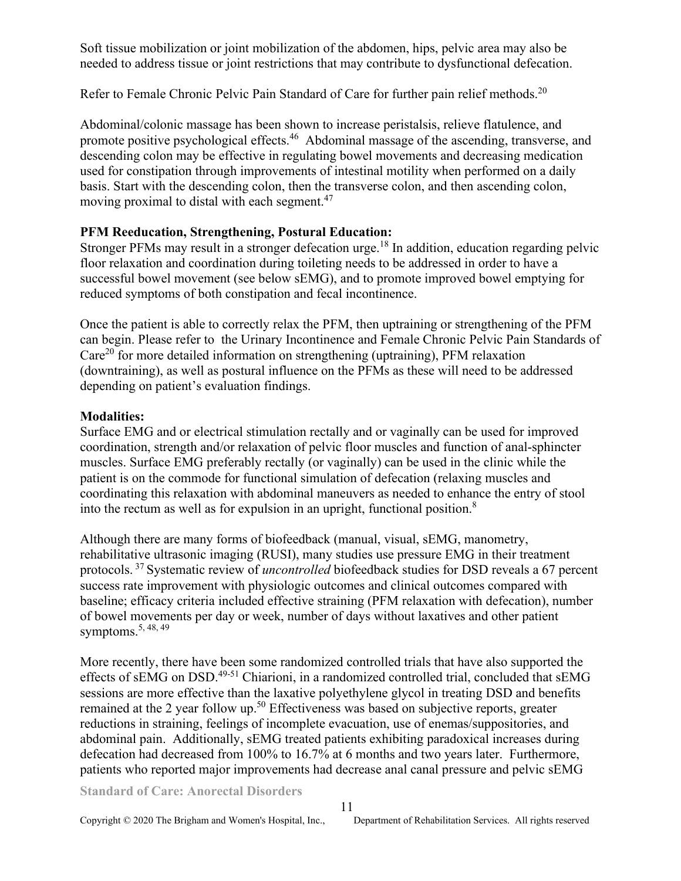Soft tissue mobilization or joint mobilization of the abdomen, hips, pelvic area may also be needed to address tissue or joint restrictions that may contribute to dysfunctional defecation.

Refer to Female Chronic Pelvic Pain Standard of Care for further pain relief methods.[20]

Abdominal/colonic massage has been shown to increase peristalsis, relieve flatulence, and promote positive psychological effects.[46] Abdominal massage of the ascending, transverse, and descending colon may be effective in regulating bowel movements and decreasing medication used for constipation through improvements of intestinal motility when performed on a daily basis. Start with the descending colon, then the transverse colon, and then ascending colon, moving proximal to distal with each segment.[47]

**PFM Reeducation, Strengthening, Postural Education:**

Stronger PFMs may result in a stronger defecation urge.[18] In addition, education regarding pelvic floor relaxation and coordination during toileting needs to be addressed in order to have a successful bowel movement (see below sEMG), and to promote improved bowel emptying for reduced symptoms of both constipation and fecal incontinence.

Once the patient is able to correctly relax the PFM, then uptraining or strengthening of the PFM can begin. Please refer to the Urinary Incontinence and Female Chronic Pelvic Pain Standards of Care[20] for more detailed information on strengthening (uptraining), PFM relaxation (downtraining), as well as postural influence on the PFMs as these will need to be addressed depending on patient's evaluation findings.

**Modalities:**

Surface EMG and or electrical stimulation rectally and or vaginally can be used for improved coordination, strength and/or relaxation of pelvic floor muscles and function of anal-sphincter muscles. Surface EMG preferably rectally (or vaginally) can be used in the clinic while the patient is on the commode for functional simulation of defecation (relaxing muscles and coordinating this relaxation with abdominal maneuvers as needed to enhance the entry of stool into the rectum as well as for expulsion in an upright, functional position.[8]

Although there are many forms of biofeedback (manual, visual, sEMG, manometry, rehabilitative ultrasonic imaging (RUSI), many studies use pressure EMG in their treatment protocols.[37] Systematic review of *uncontrolled* biofeedback studies for DSD reveals a 67 percent success rate improvement with physiologic outcomes and clinical outcomes compared with baseline; efficacy criteria included effective straining (PFM relaxation with defecation), number of bowel movements per day or week, number of days without laxatives and other patient symptoms.[5, 48, 49]

More recently, there have been some randomized controlled trials that have also supported the effects of sEMG on DSD.[49-51] Chiarioni, in a randomized controlled trial, concluded that sEMG sessions are more effective than the laxative polyethylene glycol in treating DSD and benefits remained at the 2 year follow up.[50] Effectiveness was based on subjective reports, greater reductions in straining, feelings of incomplete evacuation, use of enemas/suppositories, and abdominal pain. Additionally, sEMG treated patients exhibiting paradoxical increases during defecation had decreased from 100% to 16.7% at 6 months and two years later. Furthermore, patients who reported major improvements had decrease anal canal pressure and pelvic sEMG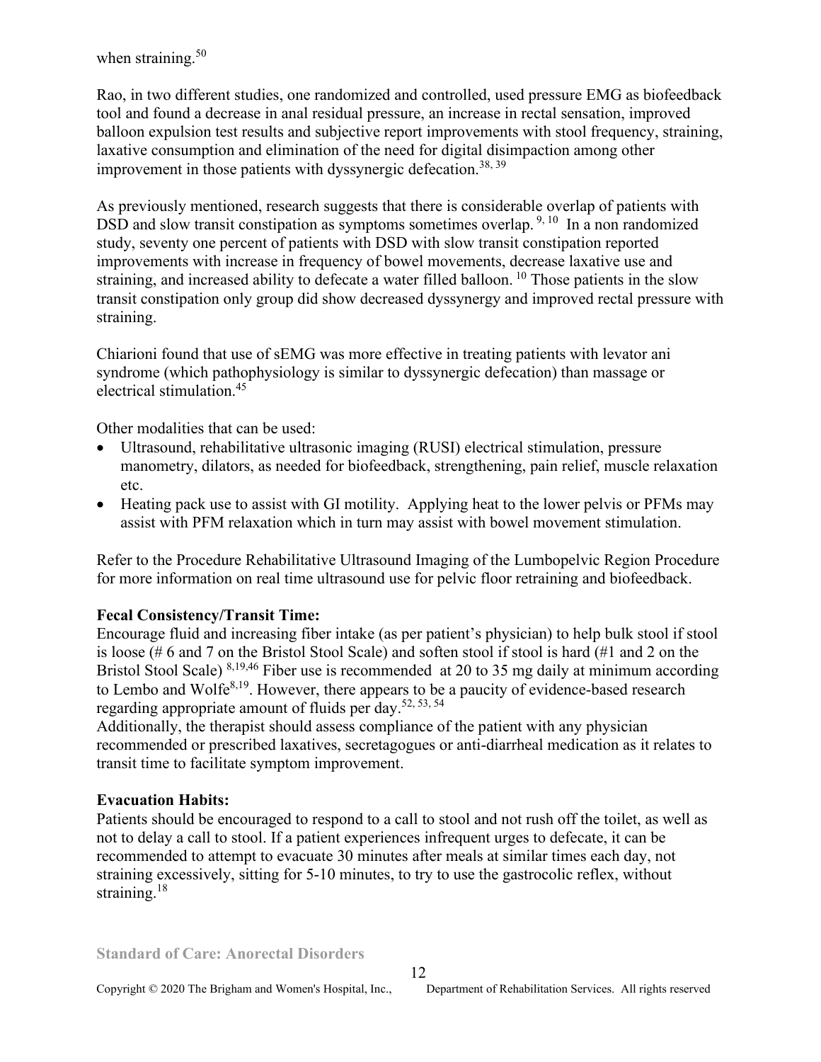when straining.[50]

Rao, in two different studies, one randomized and controlled, used pressure EMG as biofeedback tool and found a decrease in anal residual pressure, an increase in rectal sensation, improved balloon expulsion test results and subjective report improvements with stool frequency, straining, laxative consumption and elimination of the need for digital disimpaction among other improvement in those patients with dyssynergic defecation.[38, 39]

As previously mentioned, research suggests that there is considerable overlap of patients with DSD and slow transit constipation as symptoms sometimes overlap.[9, 10] In a non randomized study, seventy one percent of patients with DSD with slow transit constipation reported improvements with increase in frequency of bowel movements, decrease laxative use and straining, and increased ability to defecate a water filled balloon.[10] Those patients in the slow transit constipation only group did show decreased dyssynergy and improved rectal pressure with straining.

Chiarioni found that use of sEMG was more effective in treating patients with levator ani syndrome (which pathophysiology is similar to dyssynergic defecation) than massage or electrical stimulation.[45]

Other modalities that can be used:

- Ultrasound, rehabilitative ultrasonic imaging (RUSI) electrical stimulation, pressure manometry, dilators, as needed for biofeedback, strengthening, pain relief, muscle relaxation etc.
- Heating pack use to assist with GI motility. Applying heat to the lower pelvis or PFMs may assist with PFM relaxation which in turn may assist with bowel movement stimulation.

Refer to the Procedure Rehabilitative Ultrasound Imaging of the Lumbopelvic Region Procedure for more information on real time ultrasound use for pelvic floor retraining and biofeedback.

**Fecal Consistency/Transit Time:**
Encourage fluid and increasing fiber intake (as per patient's physician) to help bulk stool if stool is loose (# 6 and 7 on the Bristol Stool Scale) and soften stool if stool is hard (#1 and 2 on the Bristol Stool Scale)[8,19,46] Fiber use is recommended at 20 to 35 mg daily at minimum according to Lembo and Wolfe[8,19]. However, there appears to be a paucity of evidence-based research regarding appropriate amount of fluids per day.[52, 53, 54]
Additionally, the therapist should assess compliance of the patient with any physician recommended or prescribed laxatives, secretagogues or anti-diarrheal medication as it relates to transit time to facilitate symptom improvement.

**Evacuation Habits:**
Patients should be encouraged to respond to a call to stool and not rush off the toilet, as well as not to delay a call to stool. If a patient experiences infrequent urges to defecate, it can be recommended to attempt to evacuate 30 minutes after meals at similar times each day, not straining excessively, sitting for 5-10 minutes, to try to use the gastrocolic reflex, without straining.[18]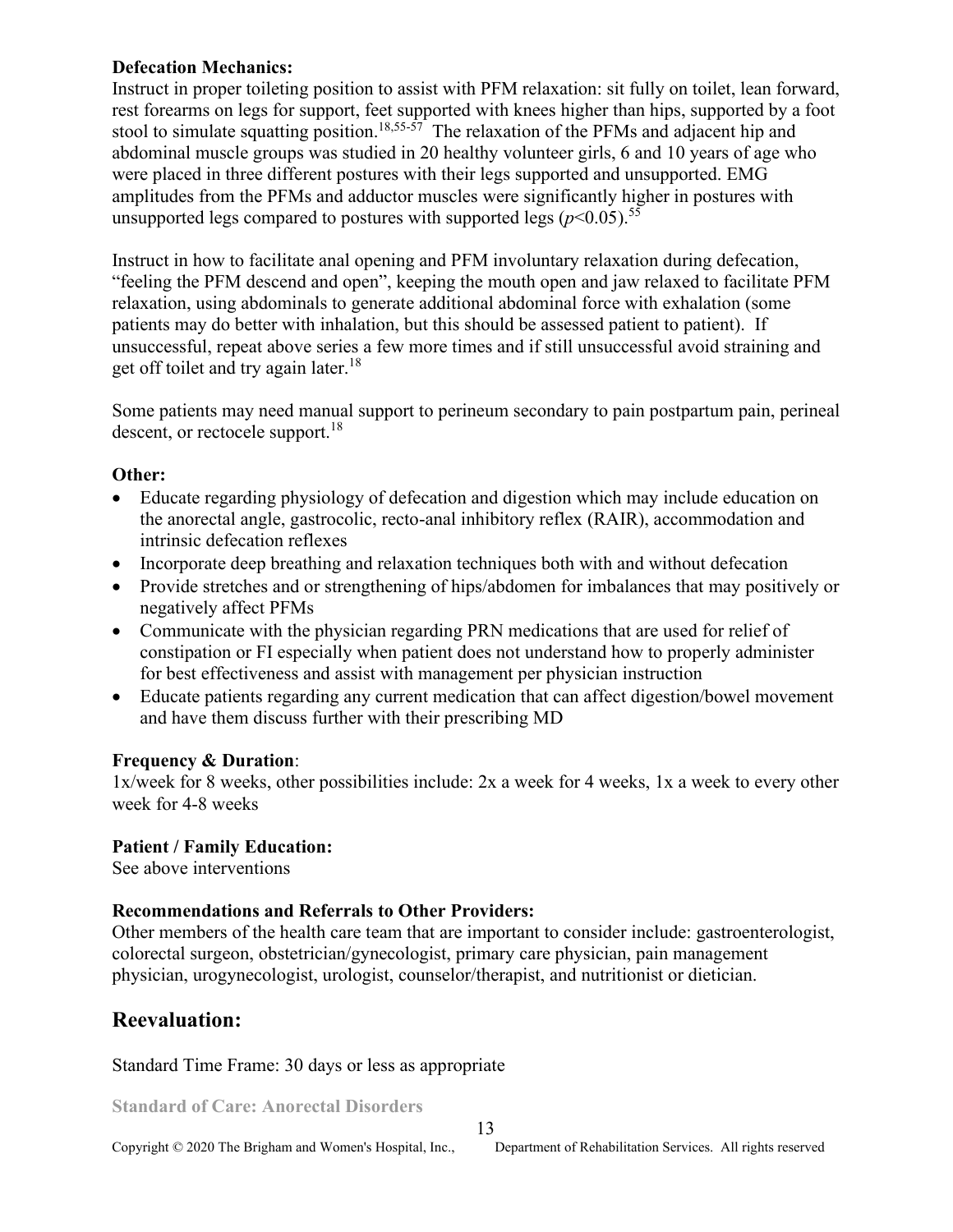**Defecation Mechanics:**
Instruct in proper toileting position to assist with PFM relaxation: sit fully on toilet, lean forward, rest forearms on legs for support, feet supported with knees higher than hips, supported by a foot stool to simulate squatting position.[18,55-57] The relaxation of the PFMs and adjacent hip and abdominal muscle groups was studied in 20 healthy volunteer girls, 6 and 10 years of age who were placed in three different postures with their legs supported and unsupported. EMG amplitudes from the PFMs and adductor muscles were significantly higher in postures with unsupported legs compared to postures with supported legs ($p<0.05$).[55]

Instruct in how to facilitate anal opening and PFM involuntary relaxation during defecation, "feeling the PFM descend and open", keeping the mouth open and jaw relaxed to facilitate PFM relaxation, using abdominals to generate additional abdominal force with exhalation (some patients may do better with inhalation, but this should be assessed patient to patient). If unsuccessful, repeat above series a few more times and if still unsuccessful avoid straining and get off toilet and try again later.[18]

Some patients may need manual support to perineum secondary to pain postpartum pain, perineal descent, or rectocele support.[18]

**Other:**

- Educate regarding physiology of defecation and digestion which may include education on the anorectal angle, gastrocolic, recto-anal inhibitory reflex (RAIR), accommodation and intrinsic defecation reflexes
- Incorporate deep breathing and relaxation techniques both with and without defecation
- Provide stretches and or strengthening of hips/abdomen for imbalances that may positively or negatively affect PFMs
- Communicate with the physician regarding PRN medications that are used for relief of constipation or FI especially when patient does not understand how to properly administer for best effectiveness and assist with management per physician instruction
- Educate patients regarding any current medication that can affect digestion/bowel movement and have them discuss further with their prescribing MD

**Frequency & Duration**:
1x/week for 8 weeks, other possibilities include: 2x a week for 4 weeks, 1x a week to every other week for 4-8 weeks

**Patient / Family Education:**
See above interventions

**Recommendations and Referrals to Other Providers:**
Other members of the health care team that are important to consider include: gastroenterologist, colorectal surgeon, obstetrician/gynecologist, primary care physician, pain management physician, urogynecologist, urologist, counselor/therapist, and nutritionist or dietician.

## Reevaluation:

Standard Time Frame: 30 days or less as appropriate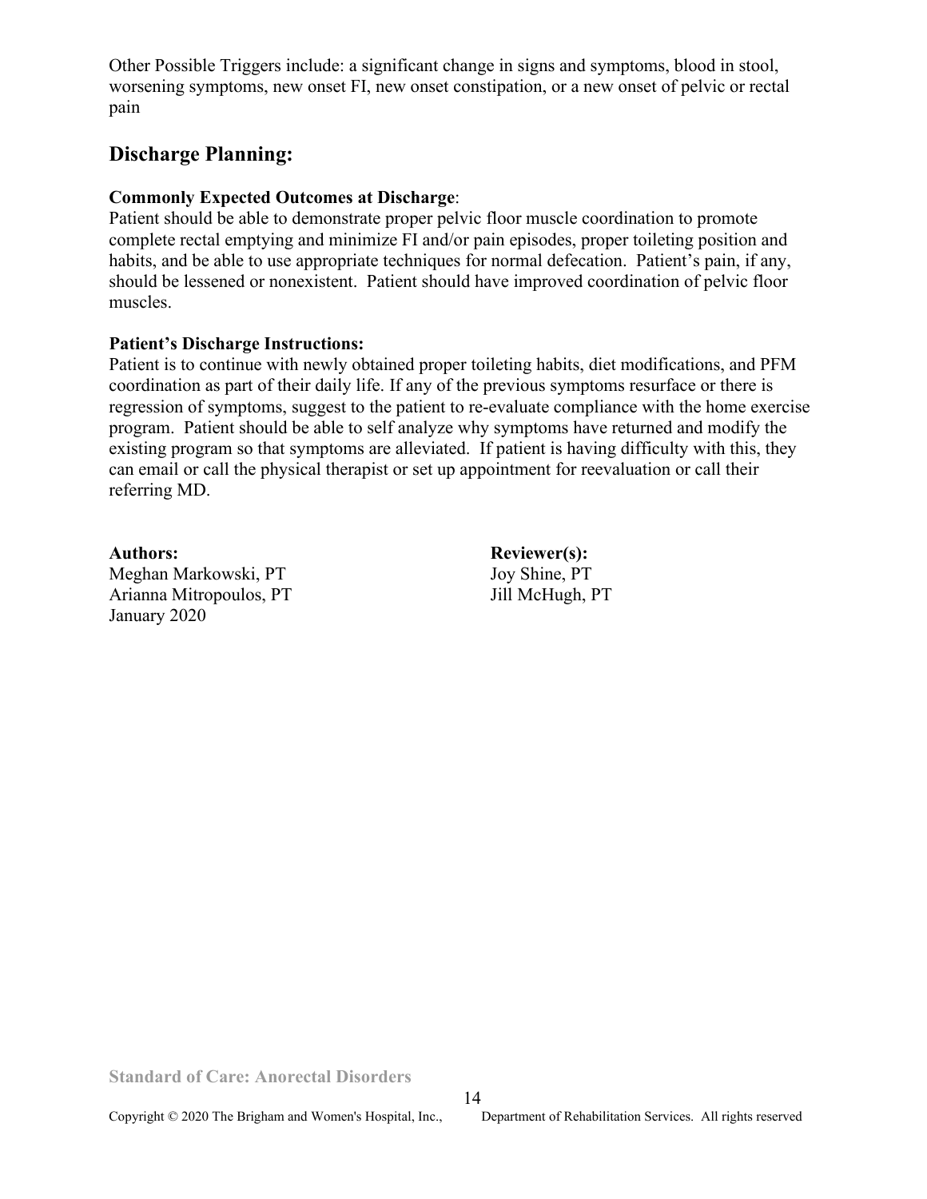Other Possible Triggers include: a significant change in signs and symptoms, blood in stool, worsening symptoms, new onset FI, new onset constipation, or a new onset of pelvic or rectal pain

## Discharge Planning:

**Commonly Expected Outcomes at Discharge**:
Patient should be able to demonstrate proper pelvic floor muscle coordination to promote complete rectal emptying and minimize FI and/or pain episodes, proper toileting position and habits, and be able to use appropriate techniques for normal defecation. Patient's pain, if any, should be lessened or nonexistent. Patient should have improved coordination of pelvic floor muscles.

**Patient's Discharge Instructions:**
Patient is to continue with newly obtained proper toileting habits, diet modifications, and PFM coordination as part of their daily life. If any of the previous symptoms resurface or there is regression of symptoms, suggest to the patient to re-evaluate compliance with the home exercise program. Patient should be able to self analyze why symptoms have returned and modify the existing program so that symptoms are alleviated. If patient is having difficulty with this, they can email or call the physical therapist or set up appointment for reevaluation or call their referring MD.

**Authors:**
Meghan Markowski, PT
Arianna Mitropoulos, PT
January 2020

**Reviewer(s):**
Joy Shine, PT
Jill McHugh, PT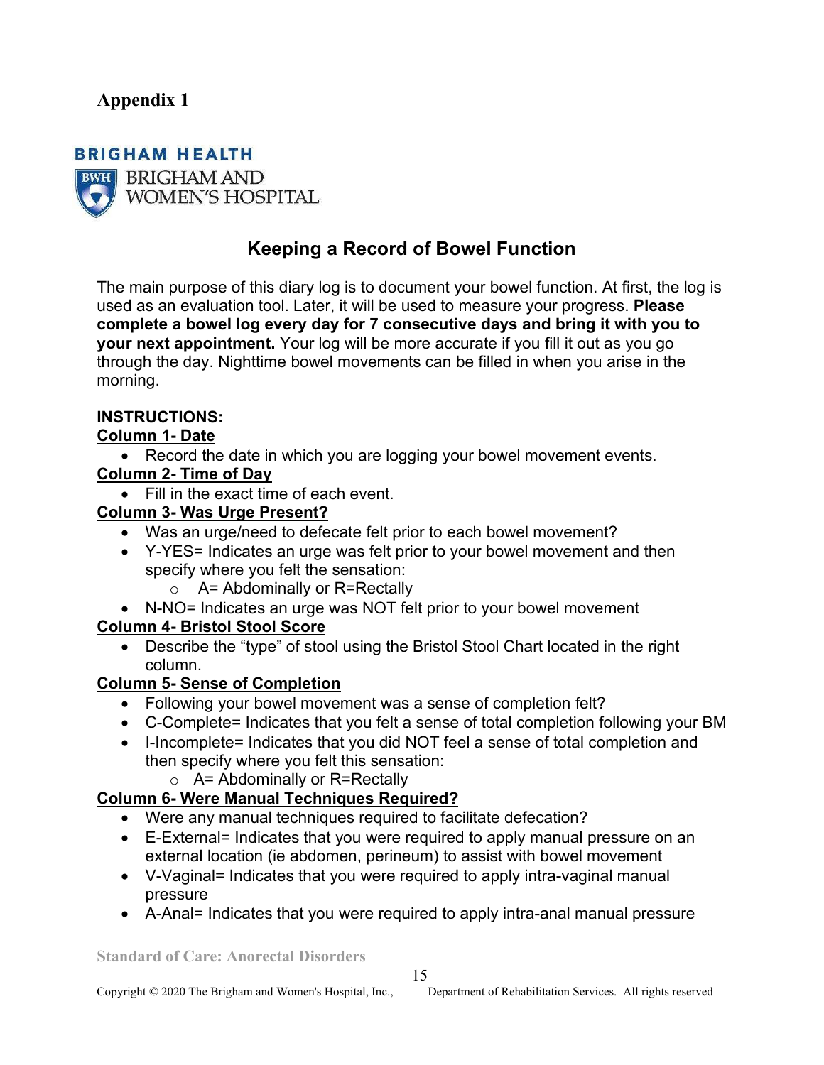**Appendix 1**

BRIGHAM HEALTH

BRIGHAM AND WOMEN'S HOSPITAL

## Keeping a Record of Bowel Function

The main purpose of this diary log is to document your bowel function. At first, the log is used as an evaluation tool. Later, it will be used to measure your progress. **Please complete a bowel log every day for 7 consecutive days and bring it with you to your next appointment.** Your log will be more accurate if you fill it out as you go through the day. Nighttime bowel movements can be filled in when you arise in the morning.

**INSTRUCTIONS:**

**Column 1- Date**

- Record the date in which you are logging your bowel movement events.

**Column 2- Time of Day**

- Fill in the exact time of each event.

**Column 3- Was Urge Present?**

- Was an urge/need to defecate felt prior to each bowel movement?
- Y-YES= Indicates an urge was felt prior to your bowel movement and then specify where you felt the sensation:
    - A= Abdominally or R=Rectally
- N-NO= Indicates an urge was NOT felt prior to your bowel movement

**Column 4- Bristol Stool Score**

- Describe the "type" of stool using the Bristol Stool Chart located in the right column.

**Column 5- Sense of Completion**

- Following your bowel movement was a sense of completion felt?
- C-Complete= Indicates that you felt a sense of total completion following your BM
- I-Incomplete= Indicates that you did NOT feel a sense of total completion and then specify where you felt this sensation:
    - A= Abdominally or R=Rectally

**Column 6- Were Manual Techniques Required?**

- Were any manual techniques required to facilitate defecation?
- E-External= Indicates that you were required to apply manual pressure on an external location (ie abdomen, perineum) to assist with bowel movement
- V-Vaginal= Indicates that you were required to apply intra-vaginal manual pressure
- A-Anal= Indicates that you were required to apply intra-anal manual pressure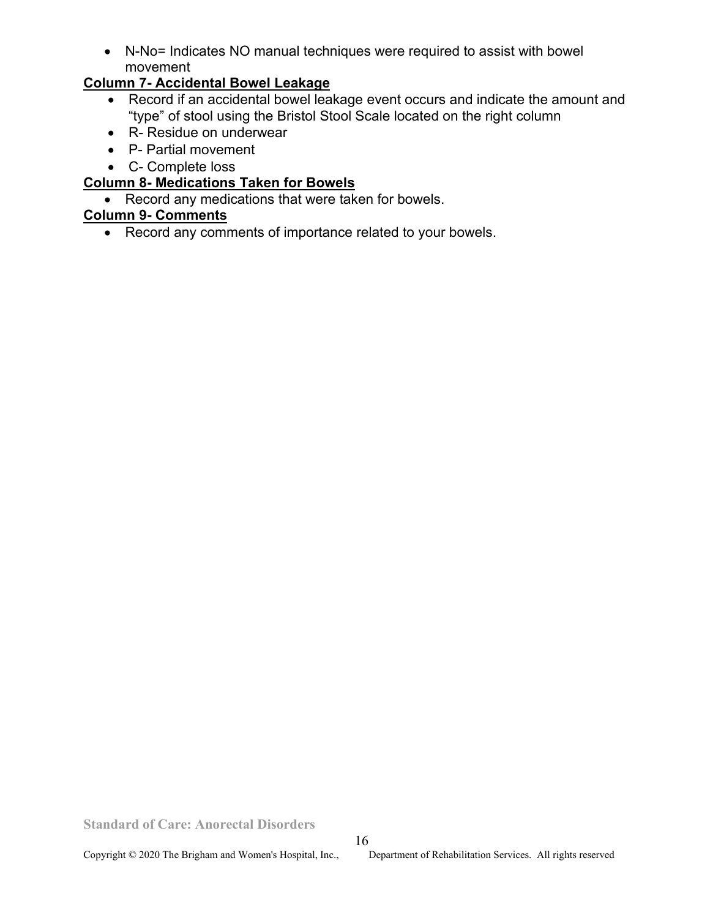- N-No= Indicates NO manual techniques were required to assist with bowel movement

**<u>Column 7- Accidental Bowel Leakage</u>**

- Record if an accidental bowel leakage event occurs and indicate the amount and "type" of stool using the Bristol Stool Scale located on the right column
- R- Residue on underwear
- P- Partial movement
- C- Complete loss

**<u>Column 8- Medications Taken for Bowels</u>**

- Record any medications that were taken for bowels.

**<u>Column 9- Comments</u>**

- Record any comments of importance related to your bowels.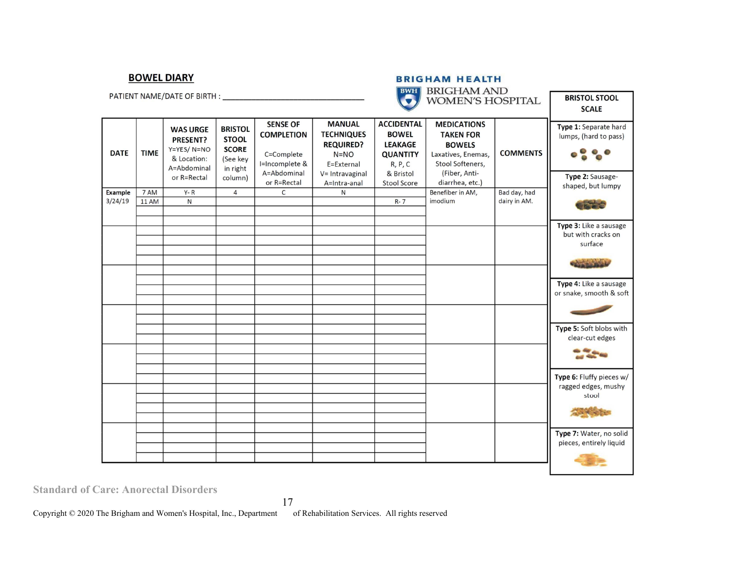## BOWEL DIARY

BRIGHAM HEALTH

BRIGHAM AND WOMEN'S HOSPITAL

PATIENT NAME/DATE OF BIRTH : ___________________________

| DATE | TIME | WAS URGE PRESENT? Y=YES/ N=NO & Location: A=Abdominal or R=Rectal | BRISTOL STOOL SCORE (See key in right column) | SENSE OF COMPLETION C=Complete I=Incomplete & A=Abdominal or R=Rectal | MANUAL TECHNIQUES REQUIRED? N=NO E=External V= Intravaginal A=Intra-anal | ACCIDENTAL BOWEL LEAKAGE QUANTITY R, P, C & Bristol Stool Score | MEDICATIONS TAKEN FOR BOWELS Laxatives, Enemas, Stool Softeners, (Fiber, Anti-diarrhea, etc.) | COMMENTS |
|---|---|---|---|---|---|---|---|---|
| **Example** 3/24/19 | 7 AM | Y- R | 4 | C | N | | Benefiber in AM, imodium | Bad day, had dairy in AM. |
| | 11 AM | N | | | | R- 7 | | |
| | | | | | | | | |
| | | | | | | | | |
| | | | | | | | | |
| | | | | | | | | |
| | | | | | | | | |
| | | | | | | | | |
| | | | | | | | | |
| | | | | | | | | |
| | | | | | | | | |
| | | | | | | | | |
| | | | | | | | | |
| | | | | | | | | |
| | | | | | | | | |
| | | | | | | | | |
| | | | | | | | | |
| | | | | | | | | |
| | | | | | | | | |
| | | | | | | | | |
| | | | | | | | | |
| | | | | | | | | |
| | | | | | | | | |
| | | | | | | | | |
| | | | | | | | | |
| | | | | | | | | |
| | | | | | | | | |
| | | | | | | | | |

| BRISTOL STOOL SCALE |
|---|
| **Type 1:** Separate hard lumps, (hard to pass) |
| **Type 2:** Sausage-shaped, but lumpy |
| **Type 3:** Like a sausage but with cracks on surface |
| **Type 4:** Like a sausage or snake, smooth & soft |
| **Type 5:** Soft blobs with clear-cut edges |
| **Type 6:** Fluffy pieces w/ ragged edges, mushy stool |
| **Type 7:** Water, no solid pieces, entirely liquid |

Standard of Care: Anorectal Disorders

Copyright © 2020 The Brigham and Women's Hospital, Inc., Department of Rehabilitation Services. All rights reserved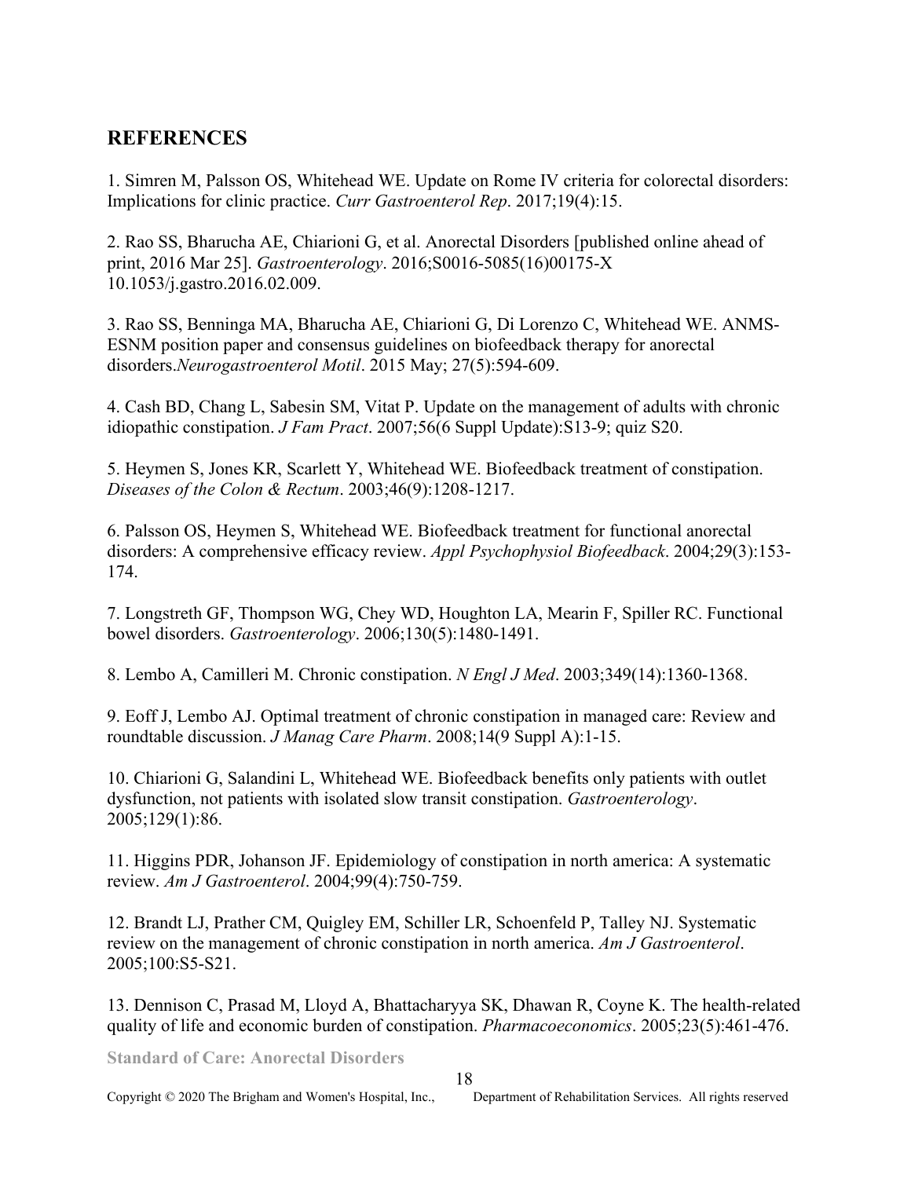## REFERENCES

1. Simren M, Palsson OS, Whitehead WE. Update on Rome IV criteria for colorectal disorders: Implications for clinic practice. *Curr Gastroenterol Rep*. 2017;19(4):15.

2. Rao SS, Bharucha AE, Chiarioni G, et al. Anorectal Disorders [published online ahead of print, 2016 Mar 25]. *Gastroenterology*. 2016;S0016-5085(16)00175-X 10.1053/j.gastro.2016.02.009.

3. Rao SS, Benninga MA, Bharucha AE, Chiarioni G, Di Lorenzo C, Whitehead WE. ANMS-ESNM position paper and consensus guidelines on biofeedback therapy for anorectal disorders.*Neurogastroenterol Motil*. 2015 May; 27(5):594-609.

4. Cash BD, Chang L, Sabesin SM, Vitat P. Update on the management of adults with chronic idiopathic constipation. *J Fam Pract*. 2007;56(6 Suppl Update):S13-9; quiz S20.

5. Heymen S, Jones KR, Scarlett Y, Whitehead WE. Biofeedback treatment of constipation. *Diseases of the Colon & Rectum*. 2003;46(9):1208-1217.

6. Palsson OS, Heymen S, Whitehead WE. Biofeedback treatment for functional anorectal disorders: A comprehensive efficacy review. *Appl Psychophysiol Biofeedback*. 2004;29(3):153-174.

7. Longstreth GF, Thompson WG, Chey WD, Houghton LA, Mearin F, Spiller RC. Functional bowel disorders. *Gastroenterology*. 2006;130(5):1480-1491.

8. Lembo A, Camilleri M. Chronic constipation. *N Engl J Med*. 2003;349(14):1360-1368.

9. Eoff J, Lembo AJ. Optimal treatment of chronic constipation in managed care: Review and roundtable discussion. *J Manag Care Pharm*. 2008;14(9 Suppl A):1-15.

10. Chiarioni G, Salandini L, Whitehead WE. Biofeedback benefits only patients with outlet dysfunction, not patients with isolated slow transit constipation. *Gastroenterology*. 2005;129(1):86.

11. Higgins PDR, Johanson JF. Epidemiology of constipation in north america: A systematic review. *Am J Gastroenterol*. 2004;99(4):750-759.

12. Brandt LJ, Prather CM, Quigley EM, Schiller LR, Schoenfeld P, Talley NJ. Systematic review on the management of chronic constipation in north america. *Am J Gastroenterol*. 2005;100:S5-S21.

13. Dennison C, Prasad M, Lloyd A, Bhattacharyya SK, Dhawan R, Coyne K. The health-related quality of life and economic burden of constipation. *Pharmacoeconomics*. 2005;23(5):461-476.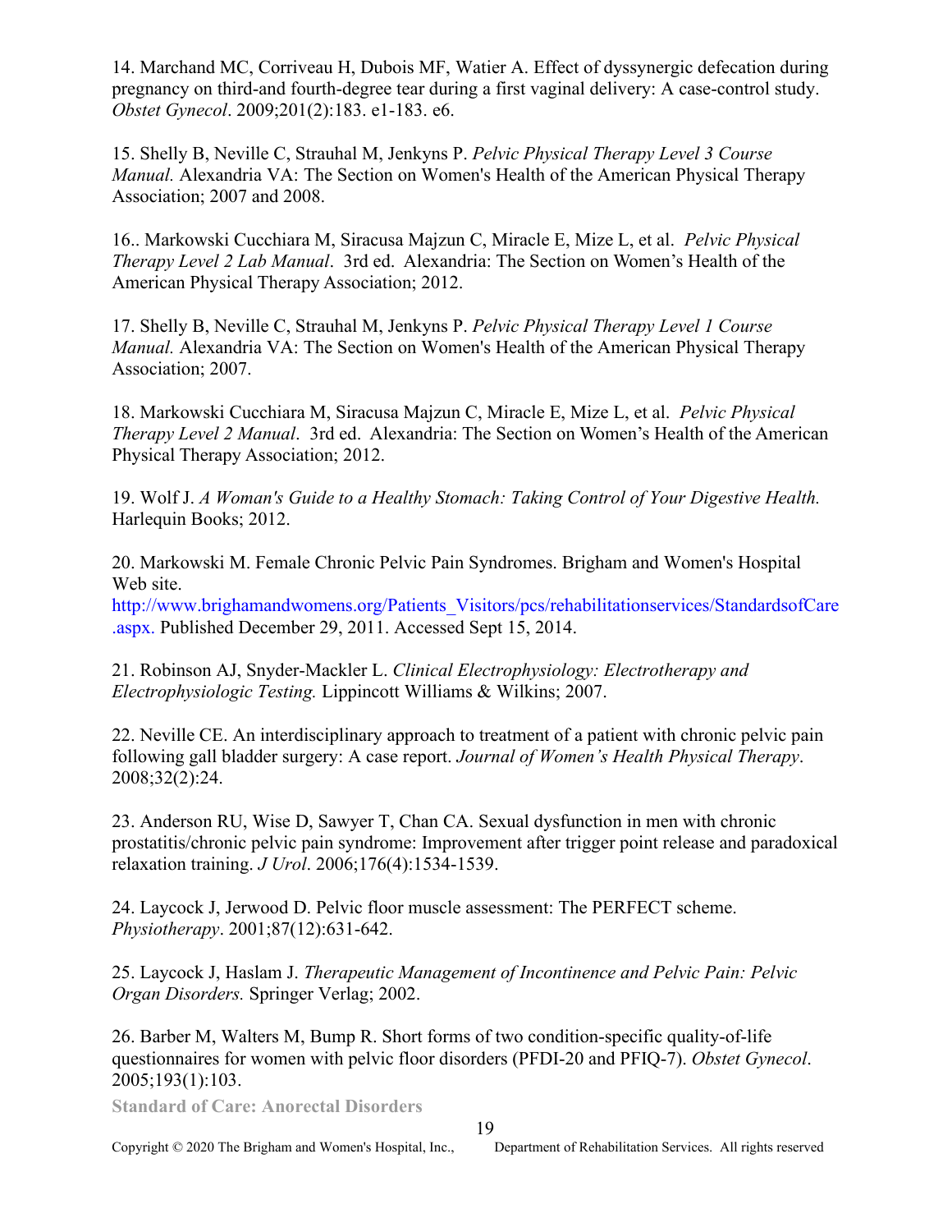14. Marchand MC, Corriveau H, Dubois MF, Watier A. Effect of dyssynergic defecation during pregnancy on third-and fourth-degree tear during a first vaginal delivery: A case-control study. *Obstet Gynecol*. 2009;201(2):183. e1-183. e6.

15. Shelly B, Neville C, Strauhal M, Jenkyns P. *Pelvic Physical Therapy Level 3 Course Manual.* Alexandria VA: The Section on Women's Health of the American Physical Therapy Association; 2007 and 2008.

16.. Markowski Cucchiara M, Siracusa Majzun C, Miracle E, Mize L, et al. *Pelvic Physical Therapy Level 2 Lab Manual*. 3rd ed. Alexandria: The Section on Women's Health of the American Physical Therapy Association; 2012.

17. Shelly B, Neville C, Strauhal M, Jenkyns P. *Pelvic Physical Therapy Level 1 Course Manual.* Alexandria VA: The Section on Women's Health of the American Physical Therapy Association; 2007.

18. Markowski Cucchiara M, Siracusa Majzun C, Miracle E, Mize L, et al. *Pelvic Physical Therapy Level 2 Manual*. 3rd ed. Alexandria: The Section on Women's Health of the American Physical Therapy Association; 2012.

19. Wolf J. *A Woman's Guide to a Healthy Stomach: Taking Control of Your Digestive Health.* Harlequin Books; 2012.

20. Markowski M. Female Chronic Pelvic Pain Syndromes. Brigham and Women's Hospital Web site. http://www.brighamandwomens.org/Patients_Visitors/pcs/rehabilitationservices/StandardsofCare.aspx. Published December 29, 2011. Accessed Sept 15, 2014.

21. Robinson AJ, Snyder-Mackler L. *Clinical Electrophysiology: Electrotherapy and Electrophysiologic Testing.* Lippincott Williams & Wilkins; 2007.

22. Neville CE. An interdisciplinary approach to treatment of a patient with chronic pelvic pain following gall bladder surgery: A case report. *Journal of Women's Health Physical Therapy*. 2008;32(2):24.

23. Anderson RU, Wise D, Sawyer T, Chan CA. Sexual dysfunction in men with chronic prostatitis/chronic pelvic pain syndrome: Improvement after trigger point release and paradoxical relaxation training. *J Urol*. 2006;176(4):1534-1539.

24. Laycock J, Jerwood D. Pelvic floor muscle assessment: The PERFECT scheme. *Physiotherapy*. 2001;87(12):631-642.

25. Laycock J, Haslam J. *Therapeutic Management of Incontinence and Pelvic Pain: Pelvic Organ Disorders.* Springer Verlag; 2002.

26. Barber M, Walters M, Bump R. Short forms of two condition-specific quality-of-life questionnaires for women with pelvic floor disorders (PFDI-20 and PFIQ-7). *Obstet Gynecol*. 2005;193(1):103.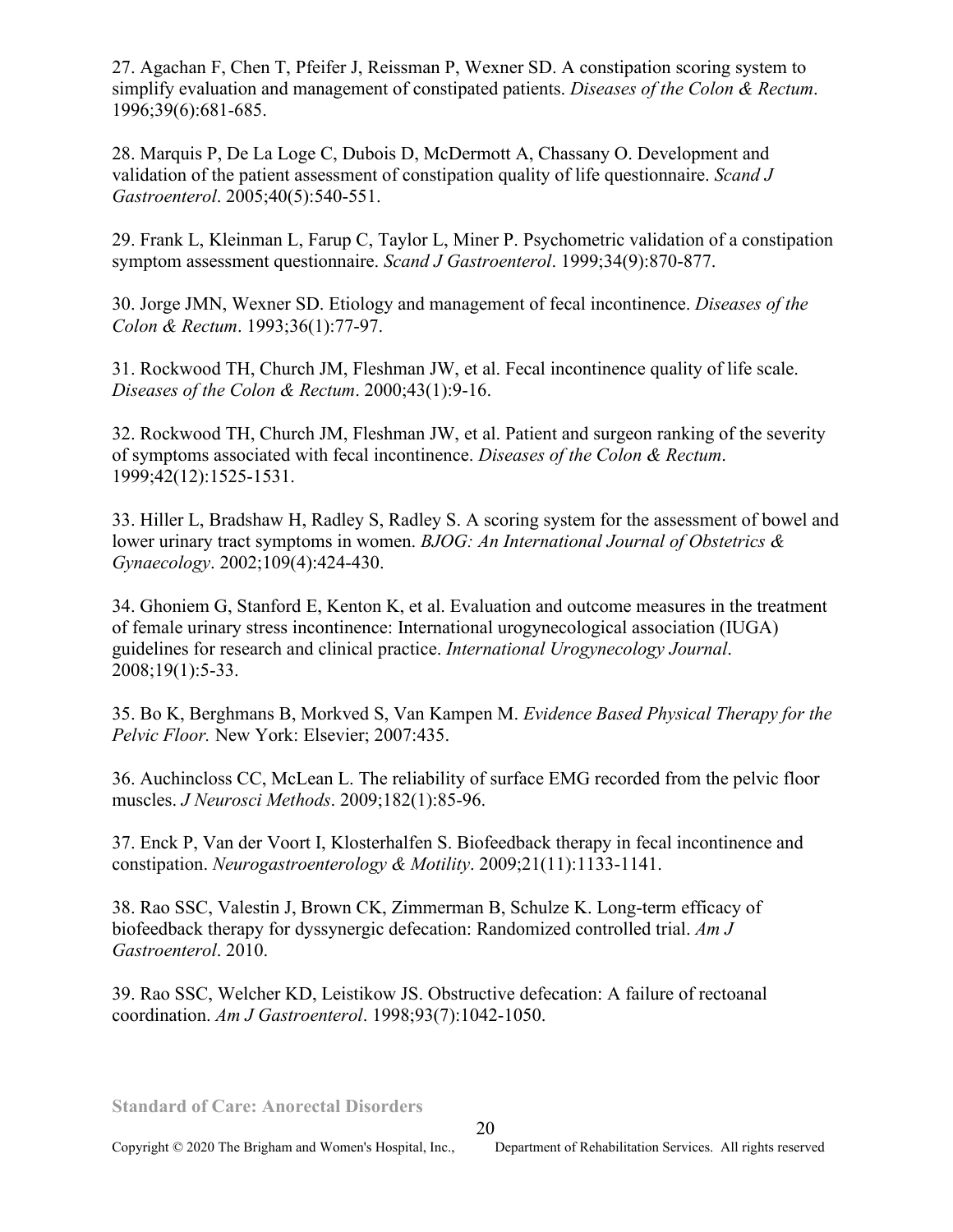27. Agachan F, Chen T, Pfeifer J, Reissman P, Wexner SD. A constipation scoring system to simplify evaluation and management of constipated patients. *Diseases of the Colon & Rectum*. 1996;39(6):681-685.

28. Marquis P, De La Loge C, Dubois D, McDermott A, Chassany O. Development and validation of the patient assessment of constipation quality of life questionnaire. *Scand J Gastroenterol*. 2005;40(5):540-551.

29. Frank L, Kleinman L, Farup C, Taylor L, Miner P. Psychometric validation of a constipation symptom assessment questionnaire. *Scand J Gastroenterol*. 1999;34(9):870-877.

30. Jorge JMN, Wexner SD. Etiology and management of fecal incontinence. *Diseases of the Colon & Rectum*. 1993;36(1):77-97.

31. Rockwood TH, Church JM, Fleshman JW, et al. Fecal incontinence quality of life scale. *Diseases of the Colon & Rectum*. 2000;43(1):9-16.

32. Rockwood TH, Church JM, Fleshman JW, et al. Patient and surgeon ranking of the severity of symptoms associated with fecal incontinence. *Diseases of the Colon & Rectum*. 1999;42(12):1525-1531.

33. Hiller L, Bradshaw H, Radley S, Radley S. A scoring system for the assessment of bowel and lower urinary tract symptoms in women. *BJOG: An International Journal of Obstetrics & Gynaecology*. 2002;109(4):424-430.

34. Ghoniem G, Stanford E, Kenton K, et al. Evaluation and outcome measures in the treatment of female urinary stress incontinence: International urogynecological association (IUGA) guidelines for research and clinical practice. *International Urogynecology Journal*. 2008;19(1):5-33.

35. Bo K, Berghmans B, Morkved S, Van Kampen M. *Evidence Based Physical Therapy for the Pelvic Floor.* New York: Elsevier; 2007:435.

36. Auchincloss CC, McLean L. The reliability of surface EMG recorded from the pelvic floor muscles. *J Neurosci Methods*. 2009;182(1):85-96.

37. Enck P, Van der Voort I, Klosterhalfen S. Biofeedback therapy in fecal incontinence and constipation. *Neurogastroenterology & Motility*. 2009;21(11):1133-1141.

38. Rao SSC, Valestin J, Brown CK, Zimmerman B, Schulze K. Long-term efficacy of biofeedback therapy for dyssynergic defecation: Randomized controlled trial. *Am J Gastroenterol*. 2010.

39. Rao SSC, Welcher KD, Leistikow JS. Obstructive defecation: A failure of rectoanal coordination. *Am J Gastroenterol*. 1998;93(7):1042-1050.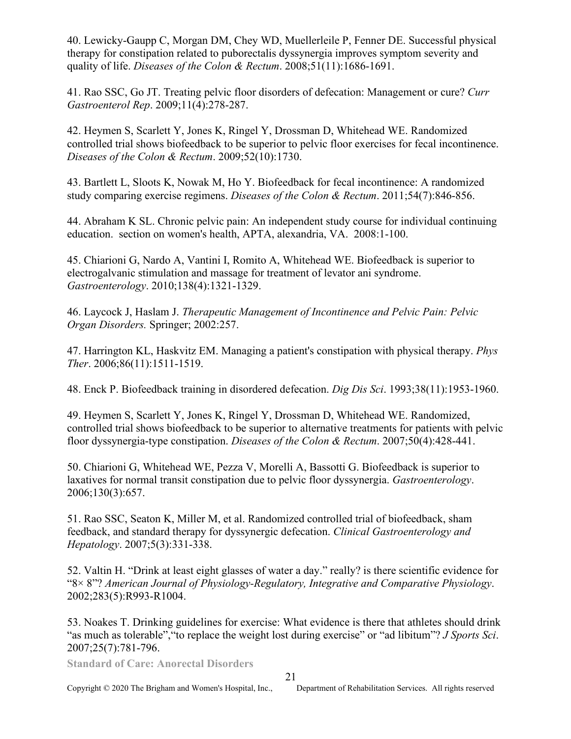40. Lewicky-Gaupp C, Morgan DM, Chey WD, Muellerleile P, Fenner DE. Successful physical therapy for constipation related to puborectalis dyssynergia improves symptom severity and quality of life. *Diseases of the Colon & Rectum*. 2008;51(11):1686-1691.

41. Rao SSC, Go JT. Treating pelvic floor disorders of defecation: Management or cure? *Curr Gastroenterol Rep*. 2009;11(4):278-287.

42. Heymen S, Scarlett Y, Jones K, Ringel Y, Drossman D, Whitehead WE. Randomized controlled trial shows biofeedback to be superior to pelvic floor exercises for fecal incontinence. *Diseases of the Colon & Rectum*. 2009;52(10):1730.

43. Bartlett L, Sloots K, Nowak M, Ho Y. Biofeedback for fecal incontinence: A randomized study comparing exercise regimens. *Diseases of the Colon & Rectum*. 2011;54(7):846-856.

44. Abraham K SL. Chronic pelvic pain: An independent study course for individual continuing education. section on women's health, APTA, alexandria, VA. 2008:1-100.

45. Chiarioni G, Nardo A, Vantini I, Romito A, Whitehead WE. Biofeedback is superior to electrogalvanic stimulation and massage for treatment of levator ani syndrome. *Gastroenterology*. 2010;138(4):1321-1329.

46. Laycock J, Haslam J. *Therapeutic Management of Incontinence and Pelvic Pain: Pelvic Organ Disorders.* Springer; 2002:257.

47. Harrington KL, Haskvitz EM. Managing a patient's constipation with physical therapy. *Phys Ther*. 2006;86(11):1511-1519.

48. Enck P. Biofeedback training in disordered defecation. *Dig Dis Sci*. 1993;38(11):1953-1960.

49. Heymen S, Scarlett Y, Jones K, Ringel Y, Drossman D, Whitehead WE. Randomized, controlled trial shows biofeedback to be superior to alternative treatments for patients with pelvic floor dyssynergia-type constipation. *Diseases of the Colon & Rectum*. 2007;50(4):428-441.

50. Chiarioni G, Whitehead WE, Pezza V, Morelli A, Bassotti G. Biofeedback is superior to laxatives for normal transit constipation due to pelvic floor dyssynergia. *Gastroenterology*. 2006;130(3):657.

51. Rao SSC, Seaton K, Miller M, et al. Randomized controlled trial of biofeedback, sham feedback, and standard therapy for dyssynergic defecation. *Clinical Gastroenterology and Hepatology*. 2007;5(3):331-338.

52. Valtin H. "Drink at least eight glasses of water a day." really? is there scientific evidence for "8× 8"? *American Journal of Physiology-Regulatory, Integrative and Comparative Physiology*. 2002;283(5):R993-R1004.

53. Noakes T. Drinking guidelines for exercise: What evidence is there that athletes should drink "as much as tolerable","to replace the weight lost during exercise" or "ad libitum"? *J Sports Sci*. 2007;25(7):781-796.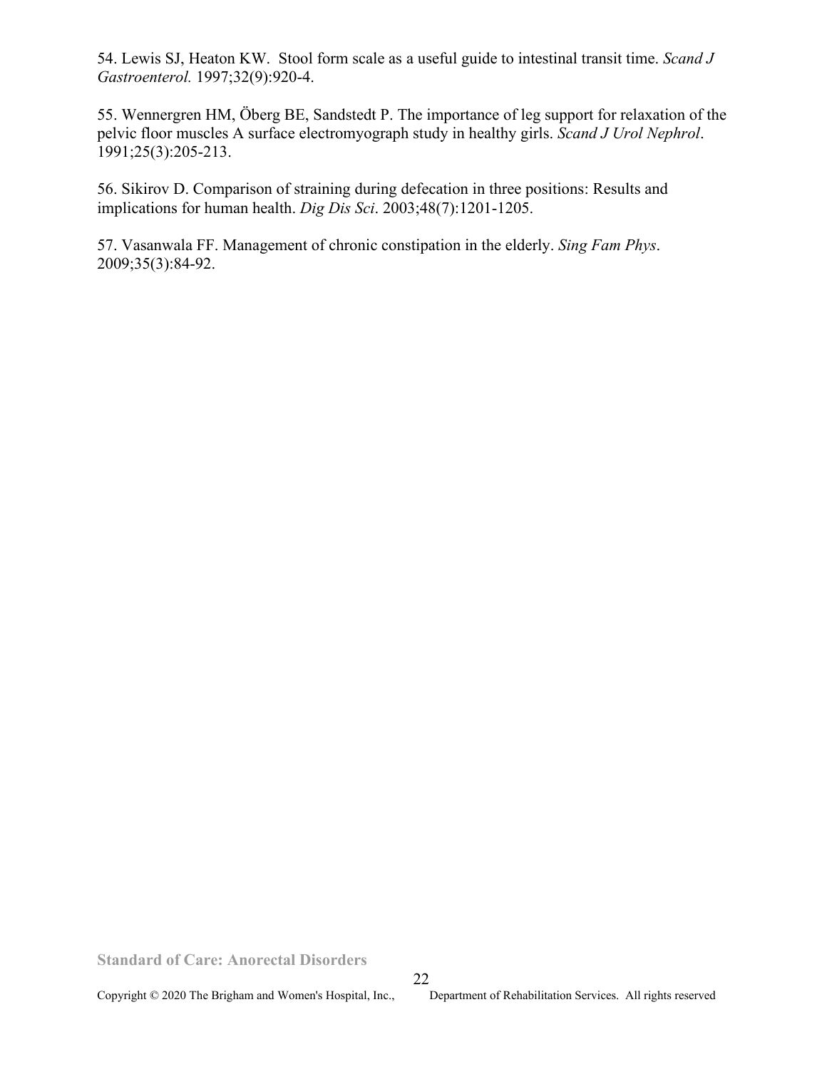54. Lewis SJ, Heaton KW. Stool form scale as a useful guide to intestinal transit time. *Scand J Gastroenterol.* 1997;32(9):920-4.

55. Wennergren HM, Öberg BE, Sandstedt P. The importance of leg support for relaxation of the pelvic floor muscles A surface electromyograph study in healthy girls. *Scand J Urol Nephrol*. 1991;25(3):205-213.

56. Sikirov D. Comparison of straining during defecation in three positions: Results and implications for human health. *Dig Dis Sci*. 2003;48(7):1201-1205.

57. Vasanwala FF. Management of chronic constipation in the elderly. *Sing Fam Phys*. 2009;35(3):84-92.